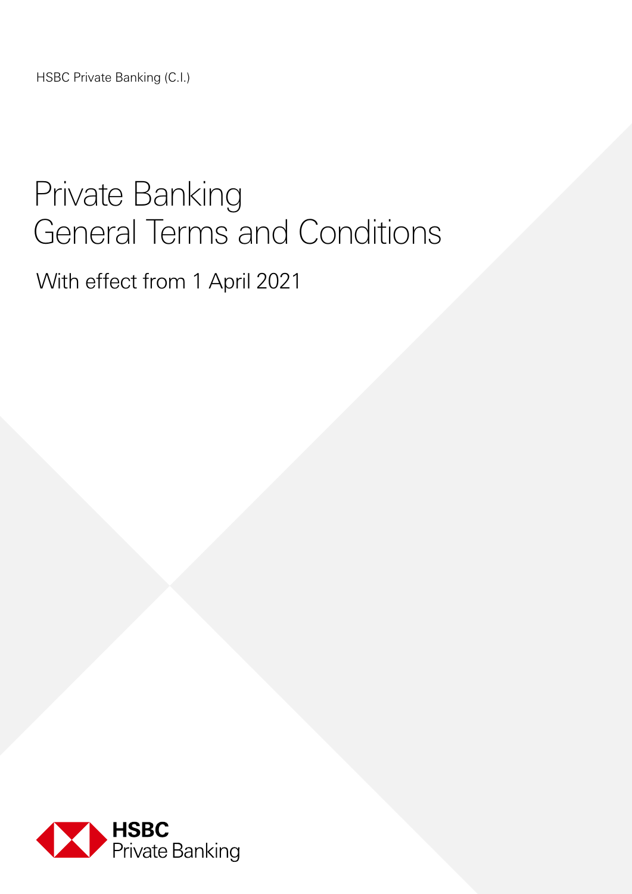HSBC Private Banking (C.I.)

# Private Banking General Terms and Conditions

With effect from 1 April 2021

HSBC
Private Banking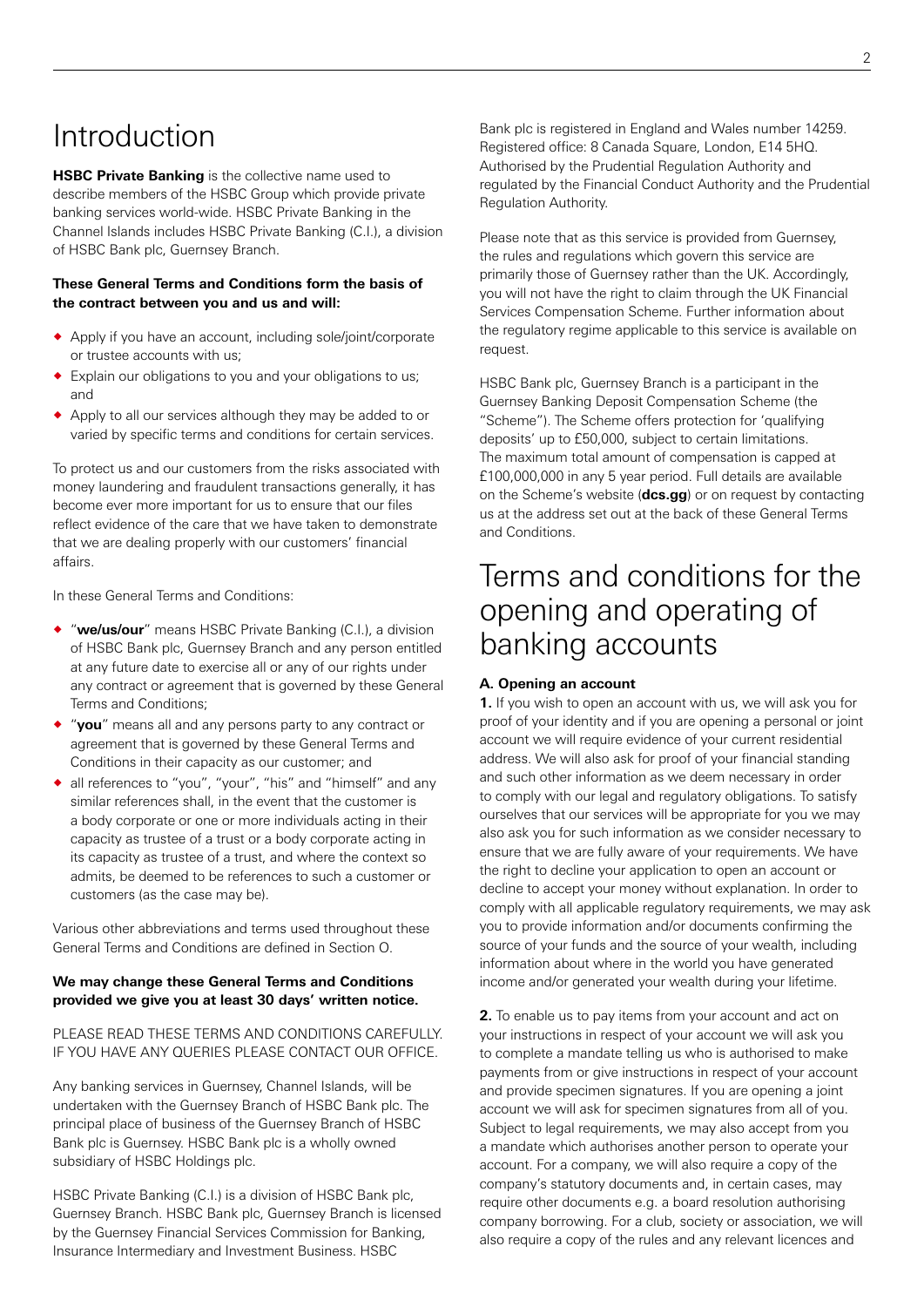# Introduction

**HSBC Private Banking** is the collective name used to describe members of the HSBC Group which provide private banking services world-wide. HSBC Private Banking in the Channel Islands includes HSBC Private Banking (C.I.), a division of HSBC Bank plc, Guernsey Branch.

**These General Terms and Conditions form the basis of the contract between you and us and will:**

- Apply if you have an account, including sole/joint/corporate or trustee accounts with us;
- Explain our obligations to you and your obligations to us; and
- Apply to all our services although they may be added to or varied by specific terms and conditions for certain services.

To protect us and our customers from the risks associated with money laundering and fraudulent transactions generally, it has become ever more important for us to ensure that our files reflect evidence of the care that we have taken to demonstrate that we are dealing properly with our customers' financial affairs.

In these General Terms and Conditions:

- "**we/us/our**" means HSBC Private Banking (C.I.), a division of HSBC Bank plc, Guernsey Branch and any person entitled at any future date to exercise all or any of our rights under any contract or agreement that is governed by these General Terms and Conditions;
- "**you**" means all and any persons party to any contract or agreement that is governed by these General Terms and Conditions in their capacity as our customer; and
- all references to "you", "your", "his" and "himself" and any similar references shall, in the event that the customer is a body corporate or one or more individuals acting in their capacity as trustee of a trust or a body corporate acting in its capacity as trustee of a trust, and where the context so admits, be deemed to be references to such a customer or customers (as the case may be).

Various other abbreviations and terms used throughout these General Terms and Conditions are defined in Section O.

**We may change these General Terms and Conditions provided we give you at least 30 days' written notice.**

PLEASE READ THESE TERMS AND CONDITIONS CAREFULLY. IF YOU HAVE ANY QUERIES PLEASE CONTACT OUR OFFICE.

Any banking services in Guernsey, Channel Islands, will be undertaken with the Guernsey Branch of HSBC Bank plc. The principal place of business of the Guernsey Branch of HSBC Bank plc is Guernsey. HSBC Bank plc is a wholly owned subsidiary of HSBC Holdings plc.

HSBC Private Banking (C.I.) is a division of HSBC Bank plc, Guernsey Branch. HSBC Bank plc, Guernsey Branch is licensed by the Guernsey Financial Services Commission for Banking, Insurance Intermediary and Investment Business. HSBC Bank plc is registered in England and Wales number 14259. Registered office: 8 Canada Square, London, E14 5HQ. Authorised by the Prudential Regulation Authority and regulated by the Financial Conduct Authority and the Prudential Regulation Authority.

Please note that as this service is provided from Guernsey, the rules and regulations which govern this service are primarily those of Guernsey rather than the UK. Accordingly, you will not have the right to claim through the UK Financial Services Compensation Scheme. Further information about the regulatory regime applicable to this service is available on request.

HSBC Bank plc, Guernsey Branch is a participant in the Guernsey Banking Deposit Compensation Scheme (the "Scheme"). The Scheme offers protection for 'qualifying deposits' up to £50,000, subject to certain limitations. The maximum total amount of compensation is capped at £100,000,000 in any 5 year period. Full details are available on the Scheme's website (**dcs.gg**) or on request by contacting us at the address set out at the back of these General Terms and Conditions.

# Terms and conditions for the opening and operating of banking accounts

### A. Opening an account

**1.** If you wish to open an account with us, we will ask you for proof of your identity and if you are opening a personal or joint account we will require evidence of your current residential address. We will also ask for proof of your financial standing and such other information as we deem necessary in order to comply with our legal and regulatory obligations. To satisfy ourselves that our services will be appropriate for you we may also ask you for such information as we consider necessary to ensure that we are fully aware of your requirements. We have the right to decline your application to open an account or decline to accept your money without explanation. In order to comply with all applicable regulatory requirements, we may ask you to provide information and/or documents confirming the source of your funds and the source of your wealth, including information about where in the world you have generated income and/or generated your wealth during your lifetime.

**2.** To enable us to pay items from your account and act on your instructions in respect of your account we will ask you to complete a mandate telling us who is authorised to make payments from or give instructions in respect of your account and provide specimen signatures. If you are opening a joint account we will ask for specimen signatures from all of you. Subject to legal requirements, we may also accept from you a mandate which authorises another person to operate your account. For a company, we will also require a copy of the company's statutory documents and, in certain cases, may require other documents e.g. a board resolution authorising company borrowing. For a club, society or association, we will also require a copy of the rules and any relevant licences and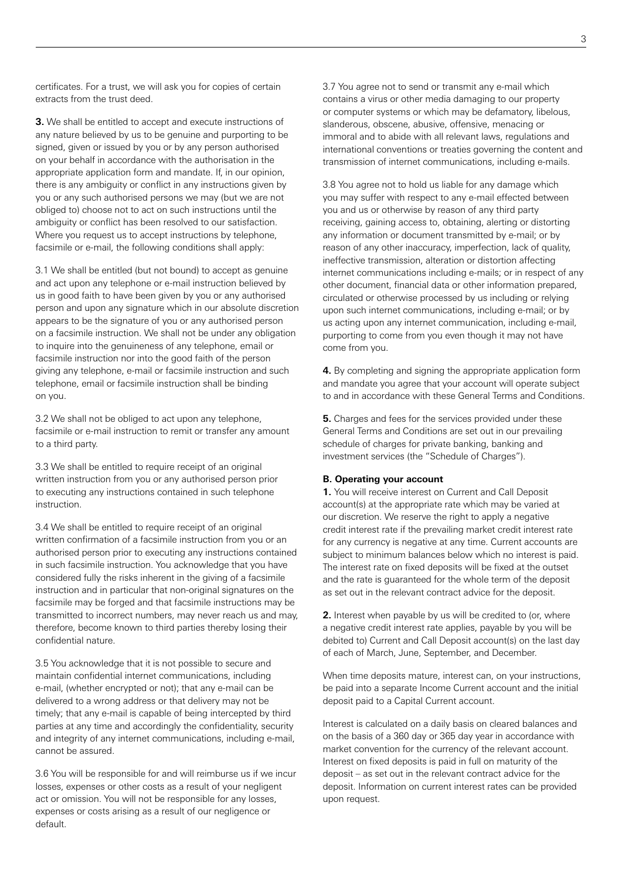certificates. For a trust, we will ask you for copies of certain extracts from the trust deed.

**3.** We shall be entitled to accept and execute instructions of any nature believed by us to be genuine and purporting to be signed, given or issued by you or by any person authorised on your behalf in accordance with the authorisation in the appropriate application form and mandate. If, in our opinion, there is any ambiguity or conflict in any instructions given by you or any such authorised persons we may (but we are not obliged to) choose not to act on such instructions until the ambiguity or conflict has been resolved to our satisfaction. Where you request us to accept instructions by telephone, facsimile or e-mail, the following conditions shall apply:

3.1 We shall be entitled (but not bound) to accept as genuine and act upon any telephone or e-mail instruction believed by us in good faith to have been given by you or any authorised person and upon any signature which in our absolute discretion appears to be the signature of you or any authorised person on a facsimile instruction. We shall not be under any obligation to inquire into the genuineness of any telephone, email or facsimile instruction nor into the good faith of the person giving any telephone, e-mail or facsimile instruction and such telephone, email or facsimile instruction shall be binding on you.

3.2 We shall not be obliged to act upon any telephone, facsimile or e-mail instruction to remit or transfer any amount to a third party.

3.3 We shall be entitled to require receipt of an original written instruction from you or any authorised person prior to executing any instructions contained in such telephone instruction.

3.4 We shall be entitled to require receipt of an original written confirmation of a facsimile instruction from you or an authorised person prior to executing any instructions contained in such facsimile instruction. You acknowledge that you have considered fully the risks inherent in the giving of a facsimile instruction and in particular that non-original signatures on the facsimile may be forged and that facsimile instructions may be transmitted to incorrect numbers, may never reach us and may, therefore, become known to third parties thereby losing their confidential nature.

3.5 You acknowledge that it is not possible to secure and maintain confidential internet communications, including e-mail, (whether encrypted or not); that any e-mail can be delivered to a wrong address or that delivery may not be timely; that any e-mail is capable of being intercepted by third parties at any time and accordingly the confidentiality, security and integrity of any internet communications, including e-mail, cannot be assured.

3.6 You will be responsible for and will reimburse us if we incur losses, expenses or other costs as a result of your negligent act or omission. You will not be responsible for any losses, expenses or costs arising as a result of our negligence or default.

3.7 You agree not to send or transmit any e-mail which contains a virus or other media damaging to our property or computer systems or which may be defamatory, libelous, slanderous, obscene, abusive, offensive, menacing or immoral and to abide with all relevant laws, regulations and international conventions or treaties governing the content and transmission of internet communications, including e-mails.

3.8 You agree not to hold us liable for any damage which you may suffer with respect to any e-mail effected between you and us or otherwise by reason of any third party receiving, gaining access to, obtaining, alerting or distorting any information or document transmitted by e-mail; or by reason of any other inaccuracy, imperfection, lack of quality, ineffective transmission, alteration or distortion affecting internet communications including e-mails; or in respect of any other document, financial data or other information prepared, circulated or otherwise processed by us including or relying upon such internet communications, including e-mail; or by us acting upon any internet communication, including e-mail, purporting to come from you even though it may not have come from you.

**4.** By completing and signing the appropriate application form and mandate you agree that your account will operate subject to and in accordance with these General Terms and Conditions.

**5.** Charges and fees for the services provided under these General Terms and Conditions are set out in our prevailing schedule of charges for private banking, banking and investment services (the "Schedule of Charges").

**B. Operating your account**

**1.** You will receive interest on Current and Call Deposit account(s) at the appropriate rate which may be varied at our discretion. We reserve the right to apply a negative credit interest rate if the prevailing market credit interest rate for any currency is negative at any time. Current accounts are subject to minimum balances below which no interest is paid. The interest rate on fixed deposits will be fixed at the outset and the rate is guaranteed for the whole term of the deposit as set out in the relevant contract advice for the deposit.

**2.** Interest when payable by us will be credited to (or, where a negative credit interest rate applies, payable by you will be debited to) Current and Call Deposit account(s) on the last day of each of March, June, September, and December.

When time deposits mature, interest can, on your instructions, be paid into a separate Income Current account and the initial deposit paid to a Capital Current account.

Interest is calculated on a daily basis on cleared balances and on the basis of a 360 day or 365 day year in accordance with market convention for the currency of the relevant account. Interest on fixed deposits is paid in full on maturity of the deposit – as set out in the relevant contract advice for the deposit. Information on current interest rates can be provided upon request.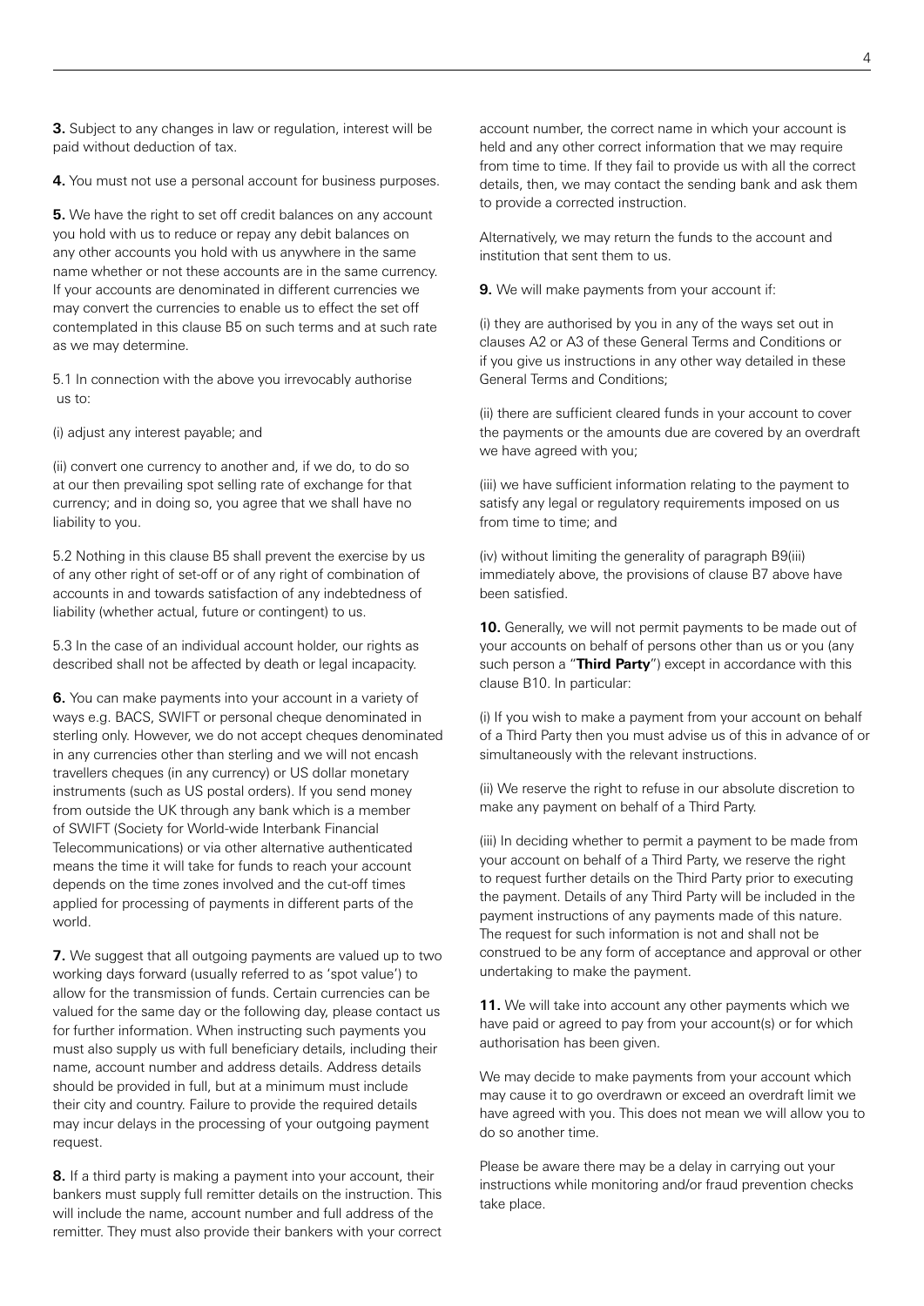**3.** Subject to any changes in law or regulation, interest will be paid without deduction of tax.

**4.** You must not use a personal account for business purposes.

**5.** We have the right to set off credit balances on any account you hold with us to reduce or repay any debit balances on any other accounts you hold with us anywhere in the same name whether or not these accounts are in the same currency. If your accounts are denominated in different currencies we may convert the currencies to enable us to effect the set off contemplated in this clause B5 on such terms and at such rate as we may determine.

5.1 In connection with the above you irrevocably authorise us to:

(i) adjust any interest payable; and

(ii) convert one currency to another and, if we do, to do so at our then prevailing spot selling rate of exchange for that currency; and in doing so, you agree that we shall have no liability to you.

5.2 Nothing in this clause B5 shall prevent the exercise by us of any other right of set-off or of any right of combination of accounts in and towards satisfaction of any indebtedness of liability (whether actual, future or contingent) to us.

5.3 In the case of an individual account holder, our rights as described shall not be affected by death or legal incapacity.

**6.** You can make payments into your account in a variety of ways e.g. BACS, SWIFT or personal cheque denominated in sterling only. However, we do not accept cheques denominated in any currencies other than sterling and we will not encash travellers cheques (in any currency) or US dollar monetary instruments (such as US postal orders). If you send money from outside the UK through any bank which is a member of SWIFT (Society for World-wide Interbank Financial Telecommunications) or via other alternative authenticated means the time it will take for funds to reach your account depends on the time zones involved and the cut-off times applied for processing of payments in different parts of the world.

**7.** We suggest that all outgoing payments are valued up to two working days forward (usually referred to as 'spot value') to allow for the transmission of funds. Certain currencies can be valued for the same day or the following day, please contact us for further information. When instructing such payments you must also supply us with full beneficiary details, including their name, account number and address details. Address details should be provided in full, but at a minimum must include their city and country. Failure to provide the required details may incur delays in the processing of your outgoing payment request.

**8.** If a third party is making a payment into your account, their bankers must supply full remitter details on the instruction. This will include the name, account number and full address of the remitter. They must also provide their bankers with your correct account number, the correct name in which your account is held and any other correct information that we may require from time to time. If they fail to provide us with all the correct details, then, we may contact the sending bank and ask them to provide a corrected instruction.

Alternatively, we may return the funds to the account and institution that sent them to us.

**9.** We will make payments from your account if:

(i) they are authorised by you in any of the ways set out in clauses A2 or A3 of these General Terms and Conditions or if you give us instructions in any other way detailed in these General Terms and Conditions;

(ii) there are sufficient cleared funds in your account to cover the payments or the amounts due are covered by an overdraft we have agreed with you;

(iii) we have sufficient information relating to the payment to satisfy any legal or regulatory requirements imposed on us from time to time; and

(iv) without limiting the generality of paragraph B9(iii) immediately above, the provisions of clause B7 above have been satisfied.

**10.** Generally, we will not permit payments to be made out of your accounts on behalf of persons other than us or you (any such person a "**Third Party**") except in accordance with this clause B10. In particular:

(i) If you wish to make a payment from your account on behalf of a Third Party then you must advise us of this in advance of or simultaneously with the relevant instructions.

(ii) We reserve the right to refuse in our absolute discretion to make any payment on behalf of a Third Party.

(iii) In deciding whether to permit a payment to be made from your account on behalf of a Third Party, we reserve the right to request further details on the Third Party prior to executing the payment. Details of any Third Party will be included in the payment instructions of any payments made of this nature. The request for such information is not and shall not be construed to be any form of acceptance and approval or other undertaking to make the payment.

**11.** We will take into account any other payments which we have paid or agreed to pay from your account(s) or for which authorisation has been given.

We may decide to make payments from your account which may cause it to go overdrawn or exceed an overdraft limit we have agreed with you. This does not mean we will allow you to do so another time.

Please be aware there may be a delay in carrying out your instructions while monitoring and/or fraud prevention checks take place.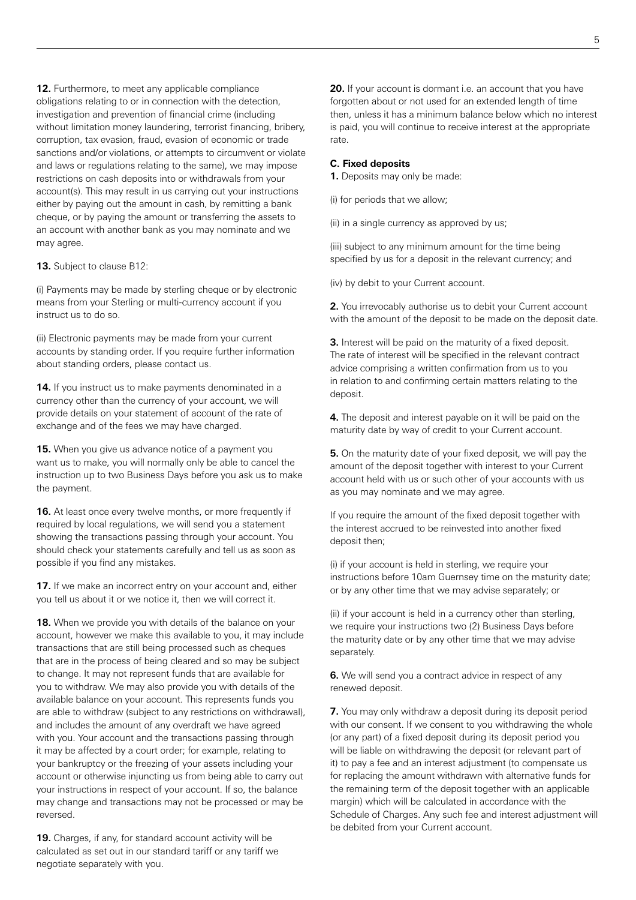**12.** Furthermore, to meet any applicable compliance obligations relating to or in connection with the detection, investigation and prevention of financial crime (including without limitation money laundering, terrorist financing, bribery, corruption, tax evasion, fraud, evasion of economic or trade sanctions and/or violations, or attempts to circumvent or violate and laws or regulations relating to the same), we may impose restrictions on cash deposits into or withdrawals from your account(s). This may result in us carrying out your instructions either by paying out the amount in cash, by remitting a bank cheque, or by paying the amount or transferring the assets to an account with another bank as you may nominate and we may agree.

**13.** Subject to clause B12:

(i) Payments may be made by sterling cheque or by electronic means from your Sterling or multi-currency account if you instruct us to do so.

(ii) Electronic payments may be made from your current accounts by standing order. If you require further information about standing orders, please contact us.

**14.** If you instruct us to make payments denominated in a currency other than the currency of your account, we will provide details on your statement of account of the rate of exchange and of the fees we may have charged.

**15.** When you give us advance notice of a payment you want us to make, you will normally only be able to cancel the instruction up to two Business Days before you ask us to make the payment.

**16.** At least once every twelve months, or more frequently if required by local regulations, we will send you a statement showing the transactions passing through your account. You should check your statements carefully and tell us as soon as possible if you find any mistakes.

**17.** If we make an incorrect entry on your account and, either you tell us about it or we notice it, then we will correct it.

**18.** When we provide you with details of the balance on your account, however we make this available to you, it may include transactions that are still being processed such as cheques that are in the process of being cleared and so may be subject to change. It may not represent funds that are available for you to withdraw. We may also provide you with details of the available balance on your account. This represents funds you are able to withdraw (subject to any restrictions on withdrawal), and includes the amount of any overdraft we have agreed with you. Your account and the transactions passing through it may be affected by a court order; for example, relating to your bankruptcy or the freezing of your assets including your account or otherwise injuncting us from being able to carry out your instructions in respect of your account. If so, the balance may change and transactions may not be processed or may be reversed.

**19.** Charges, if any, for standard account activity will be calculated as set out in our standard tariff or any tariff we negotiate separately with you.

**20.** If your account is dormant i.e. an account that you have forgotten about or not used for an extended length of time then, unless it has a minimum balance below which no interest is paid, you will continue to receive interest at the appropriate rate.

**C. Fixed deposits**

**1.** Deposits may only be made:

(i) for periods that we allow;

(ii) in a single currency as approved by us;

(iii) subject to any minimum amount for the time being specified by us for a deposit in the relevant currency; and

(iv) by debit to your Current account.

**2.** You irrevocably authorise us to debit your Current account with the amount of the deposit to be made on the deposit date.

**3.** Interest will be paid on the maturity of a fixed deposit. The rate of interest will be specified in the relevant contract advice comprising a written confirmation from us to you in relation to and confirming certain matters relating to the deposit.

**4.** The deposit and interest payable on it will be paid on the maturity date by way of credit to your Current account.

**5.** On the maturity date of your fixed deposit, we will pay the amount of the deposit together with interest to your Current account held with us or such other of your accounts with us as you may nominate and we may agree.

If you require the amount of the fixed deposit together with the interest accrued to be reinvested into another fixed deposit then;

(i) if your account is held in sterling, we require your instructions before 10am Guernsey time on the maturity date; or by any other time that we may advise separately; or

(ii) if your account is held in a currency other than sterling, we require your instructions two (2) Business Days before the maturity date or by any other time that we may advise separately.

**6.** We will send you a contract advice in respect of any renewed deposit.

**7.** You may only withdraw a deposit during its deposit period with our consent. If we consent to you withdrawing the whole (or any part) of a fixed deposit during its deposit period you will be liable on withdrawing the deposit (or relevant part of it) to pay a fee and an interest adjustment (to compensate us for replacing the amount withdrawn with alternative funds for the remaining term of the deposit together with an applicable margin) which will be calculated in accordance with the Schedule of Charges. Any such fee and interest adjustment will be debited from your Current account.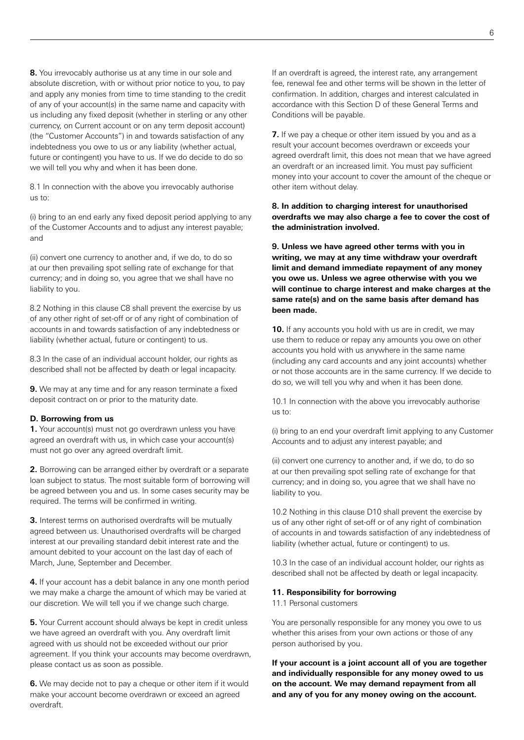**8.** You irrevocably authorise us at any time in our sole and absolute discretion, with or without prior notice to you, to pay and apply any monies from time to time standing to the credit of any of your account(s) in the same name and capacity with us including any fixed deposit (whether in sterling or any other currency, on Current account or on any term deposit account) (the "Customer Accounts") in and towards satisfaction of any indebtedness you owe to us or any liability (whether actual, future or contingent) you have to us. If we do decide to do so we will tell you why and when it has been done.

8.1 In connection with the above you irrevocably authorise us to:

(i) bring to an end early any fixed deposit period applying to any of the Customer Accounts and to adjust any interest payable; and

(ii) convert one currency to another and, if we do, to do so at our then prevailing spot selling rate of exchange for that currency; and in doing so, you agree that we shall have no liability to you.

8.2 Nothing in this clause C8 shall prevent the exercise by us of any other right of set-off or of any right of combination of accounts in and towards satisfaction of any indebtedness or liability (whether actual, future or contingent) to us.

8.3 In the case of an individual account holder, our rights as described shall not be affected by death or legal incapacity.

**9.** We may at any time and for any reason terminate a fixed deposit contract on or prior to the maturity date.

**D. Borrowing from us**

**1.** Your account(s) must not go overdrawn unless you have agreed an overdraft with us, in which case your account(s) must not go over any agreed overdraft limit.

**2.** Borrowing can be arranged either by overdraft or a separate loan subject to status. The most suitable form of borrowing will be agreed between you and us. In some cases security may be required. The terms will be confirmed in writing.

**3.** Interest terms on authorised overdrafts will be mutually agreed between us. Unauthorised overdrafts will be charged interest at our prevailing standard debit interest rate and the amount debited to your account on the last day of each of March, June, September and December.

**4.** If your account has a debit balance in any one month period we may make a charge the amount of which may be varied at our discretion. We will tell you if we change such charge.

**5.** Your Current account should always be kept in credit unless we have agreed an overdraft with you. Any overdraft limit agreed with us should not be exceeded without our prior agreement. If you think your accounts may become overdrawn, please contact us as soon as possible.

**6.** We may decide not to pay a cheque or other item if it would make your account become overdrawn or exceed an agreed overdraft.

If an overdraft is agreed, the interest rate, any arrangement fee, renewal fee and other terms will be shown in the letter of confirmation. In addition, charges and interest calculated in accordance with this Section D of these General Terms and Conditions will be payable.

**7.** If we pay a cheque or other item issued by you and as a result your account becomes overdrawn or exceeds your agreed overdraft limit, this does not mean that we have agreed an overdraft or an increased limit. You must pay sufficient money into your account to cover the amount of the cheque or other item without delay.

**8. In addition to charging interest for unauthorised overdrafts we may also charge a fee to cover the cost of the administration involved.**

**9. Unless we have agreed other terms with you in writing, we may at any time withdraw your overdraft limit and demand immediate repayment of any money you owe us. Unless we agree otherwise with you we will continue to charge interest and make charges at the same rate(s) and on the same basis after demand has been made.**

**10.** If any accounts you hold with us are in credit, we may use them to reduce or repay any amounts you owe on other accounts you hold with us anywhere in the same name (including any card accounts and any joint accounts) whether or not those accounts are in the same currency. If we decide to do so, we will tell you why and when it has been done.

10.1 In connection with the above you irrevocably authorise us to:

(i) bring to an end your overdraft limit applying to any Customer Accounts and to adjust any interest payable; and

(ii) convert one currency to another and, if we do, to do so at our then prevailing spot selling rate of exchange for that currency; and in doing so, you agree that we shall have no liability to you.

10.2 Nothing in this clause D10 shall prevent the exercise by us of any other right of set-off or of any right of combination of accounts in and towards satisfaction of any indebtedness of liability (whether actual, future or contingent) to us.

10.3 In the case of an individual account holder, our rights as described shall not be affected by death or legal incapacity.

**11. Responsibility for borrowing**

11.1 Personal customers

You are personally responsible for any money you owe to us whether this arises from your own actions or those of any person authorised by you.

**If your account is a joint account all of you are together and individually responsible for any money owed to us on the account. We may demand repayment from all and any of you for any money owing on the account.**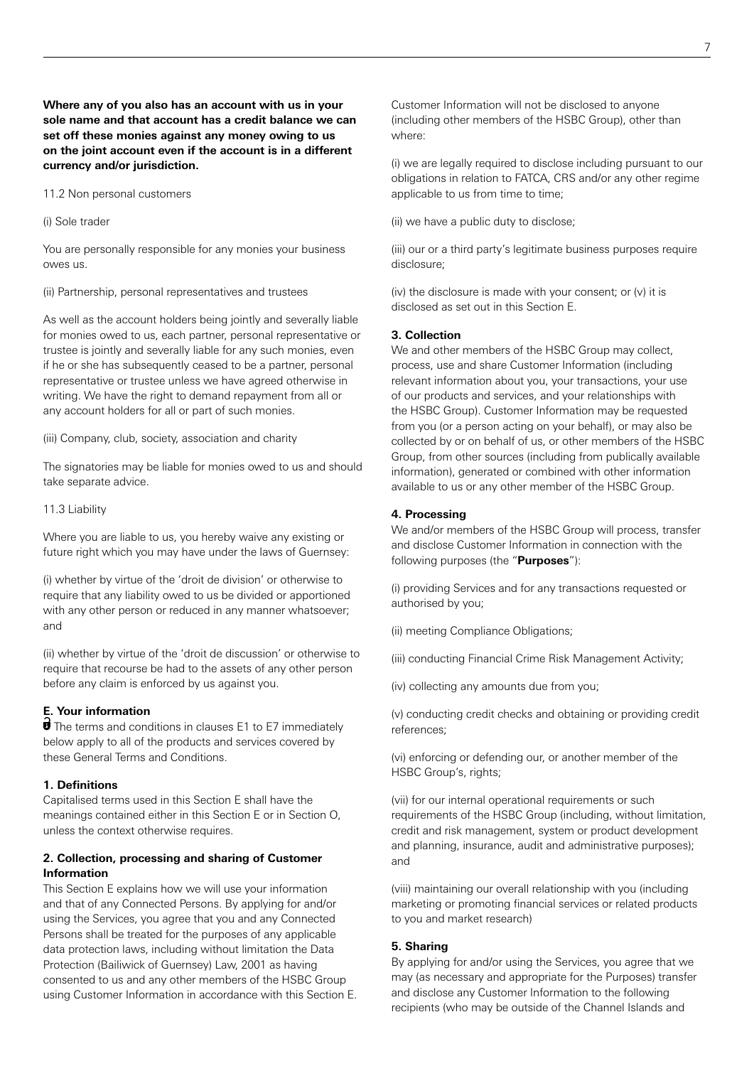**Where any of you also has an account with us in your sole name and that account has a credit balance we can set off these monies against any money owing to us on the joint account even if the account is in a different currency and/or jurisdiction.**

11.2 Non personal customers

(i) Sole trader

You are personally responsible for any monies your business owes us.

(ii) Partnership, personal representatives and trustees

As well as the account holders being jointly and severally liable for monies owed to us, each partner, personal representative or trustee is jointly and severally liable for any such monies, even if he or she has subsequently ceased to be a partner, personal representative or trustee unless we have agreed otherwise in writing. We have the right to demand repayment from all or any account holders for all or part of such monies.

(iii) Company, club, society, association and charity

The signatories may be liable for monies owed to us and should take separate advice.

11.3 Liability

Where you are liable to us, you hereby waive any existing or future right which you may have under the laws of Guernsey:

(i) whether by virtue of the 'droit de division' or otherwise to require that any liability owed to us be divided or apportioned with any other person or reduced in any manner whatsoever; and

(ii) whether by virtue of the 'droit de discussion' or otherwise to require that recourse be had to the assets of any other person before any claim is enforced by us against you.

## E. Your information

The terms and conditions in clauses E1 to E7 immediately below apply to all of the products and services covered by these General Terms and Conditions.

### 1. Definitions

Capitalised terms used in this Section E shall have the meanings contained either in this Section E or in Section O, unless the context otherwise requires.

### 2. Collection, processing and sharing of Customer Information

This Section E explains how we will use your information and that of any Connected Persons. By applying for and/or using the Services, you agree that you and any Connected Persons shall be treated for the purposes of any applicable data protection laws, including without limitation the Data Protection (Bailiwick of Guernsey) Law, 2001 as having consented to us and any other members of the HSBC Group using Customer Information in accordance with this Section E.

Customer Information will not be disclosed to anyone (including other members of the HSBC Group), other than where:

(i) we are legally required to disclose including pursuant to our obligations in relation to FATCA, CRS and/or any other regime applicable to us from time to time;

(ii) we have a public duty to disclose;

(iii) our or a third party's legitimate business purposes require disclosure;

(iv) the disclosure is made with your consent; or (v) it is disclosed as set out in this Section E.

### 3. Collection

We and other members of the HSBC Group may collect, process, use and share Customer Information (including relevant information about you, your transactions, your use of our products and services, and your relationships with the HSBC Group). Customer Information may be requested from you (or a person acting on your behalf), or may also be collected by or on behalf of us, or other members of the HSBC Group, from other sources (including from publically available information), generated or combined with other information available to us or any other member of the HSBC Group.

### 4. Processing

We and/or members of the HSBC Group will process, transfer and disclose Customer Information in connection with the following purposes (the "**Purposes**"):

(i) providing Services and for any transactions requested or authorised by you;

(ii) meeting Compliance Obligations;

(iii) conducting Financial Crime Risk Management Activity;

(iv) collecting any amounts due from you;

(v) conducting credit checks and obtaining or providing credit references;

(vi) enforcing or defending our, or another member of the HSBC Group's, rights;

(vii) for our internal operational requirements or such requirements of the HSBC Group (including, without limitation, credit and risk management, system or product development and planning, insurance, audit and administrative purposes); and

(viii) maintaining our overall relationship with you (including marketing or promoting financial services or related products to you and market research)

### 5. Sharing

By applying for and/or using the Services, you agree that we may (as necessary and appropriate for the Purposes) transfer and disclose any Customer Information to the following recipients (who may be outside of the Channel Islands and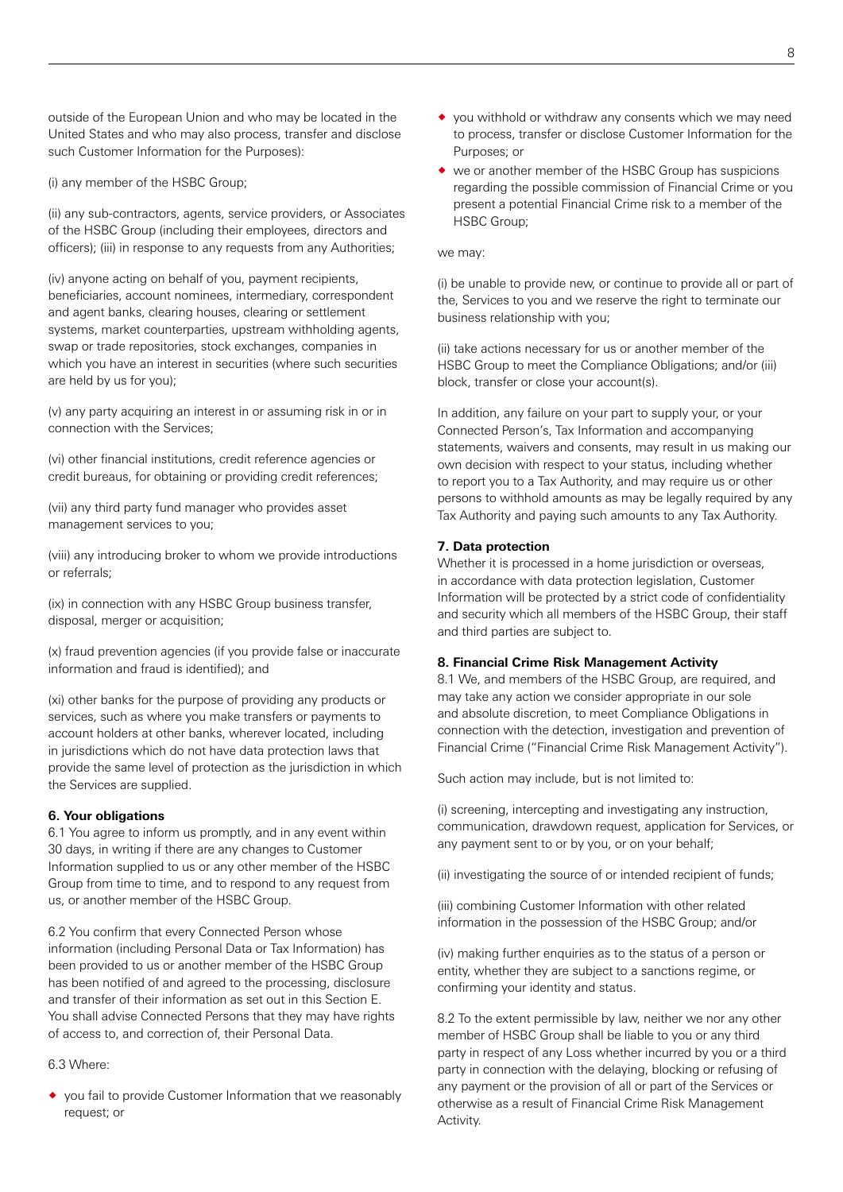outside of the European Union and who may be located in the United States and who may also process, transfer and disclose such Customer Information for the Purposes):

(i) any member of the HSBC Group;

(ii) any sub-contractors, agents, service providers, or Associates of the HSBC Group (including their employees, directors and officers); (iii) in response to any requests from any Authorities;

(iv) anyone acting on behalf of you, payment recipients, beneficiaries, account nominees, intermediary, correspondent and agent banks, clearing houses, clearing or settlement systems, market counterparties, upstream withholding agents, swap or trade repositories, stock exchanges, companies in which you have an interest in securities (where such securities are held by us for you);

(v) any party acquiring an interest in or assuming risk in or in connection with the Services;

(vi) other financial institutions, credit reference agencies or credit bureaus, for obtaining or providing credit references;

(vii) any third party fund manager who provides asset management services to you;

(viii) any introducing broker to whom we provide introductions or referrals;

(ix) in connection with any HSBC Group business transfer, disposal, merger or acquisition;

(x) fraud prevention agencies (if you provide false or inaccurate information and fraud is identified); and

(xi) other banks for the purpose of providing any products or services, such as where you make transfers or payments to account holders at other banks, wherever located, including in jurisdictions which do not have data protection laws that provide the same level of protection as the jurisdiction in which the Services are supplied.

**6. Your obligations**

6.1 You agree to inform us promptly, and in any event within 30 days, in writing if there are any changes to Customer Information supplied to us or any other member of the HSBC Group from time to time, and to respond to any request from us, or another member of the HSBC Group.

6.2 You confirm that every Connected Person whose information (including Personal Data or Tax Information) has been provided to us or another member of the HSBC Group has been notified of and agreed to the processing, disclosure and transfer of their information as set out in this Section E. You shall advise Connected Persons that they may have rights of access to, and correction of, their Personal Data.

6.3 Where:

- you fail to provide Customer Information that we reasonably request; or
- you withhold or withdraw any consents which we may need to process, transfer or disclose Customer Information for the Purposes; or
- we or another member of the HSBC Group has suspicions regarding the possible commission of Financial Crime or you present a potential Financial Crime risk to a member of the HSBC Group;

we may:

(i) be unable to provide new, or continue to provide all or part of the, Services to you and we reserve the right to terminate our business relationship with you;

(ii) take actions necessary for us or another member of the HSBC Group to meet the Compliance Obligations; and/or (iii) block, transfer or close your account(s).

In addition, any failure on your part to supply your, or your Connected Person's, Tax Information and accompanying statements, waivers and consents, may result in us making our own decision with respect to your status, including whether to report you to a Tax Authority, and may require us or other persons to withhold amounts as may be legally required by any Tax Authority and paying such amounts to any Tax Authority.

**7. Data protection**

Whether it is processed in a home jurisdiction or overseas, in accordance with data protection legislation, Customer Information will be protected by a strict code of confidentiality and security which all members of the HSBC Group, their staff and third parties are subject to.

**8. Financial Crime Risk Management Activity**

8.1 We, and members of the HSBC Group, are required, and may take any action we consider appropriate in our sole and absolute discretion, to meet Compliance Obligations in connection with the detection, investigation and prevention of Financial Crime ("Financial Crime Risk Management Activity").

Such action may include, but is not limited to:

(i) screening, intercepting and investigating any instruction, communication, drawdown request, application for Services, or any payment sent to or by you, or on your behalf;

(ii) investigating the source of or intended recipient of funds;

(iii) combining Customer Information with other related information in the possession of the HSBC Group; and/or

(iv) making further enquiries as to the status of a person or entity, whether they are subject to a sanctions regime, or confirming your identity and status.

8.2 To the extent permissible by law, neither we nor any other member of HSBC Group shall be liable to you or any third party in respect of any Loss whether incurred by you or a third party in connection with the delaying, blocking or refusing of any payment or the provision of all or part of the Services or otherwise as a result of Financial Crime Risk Management Activity.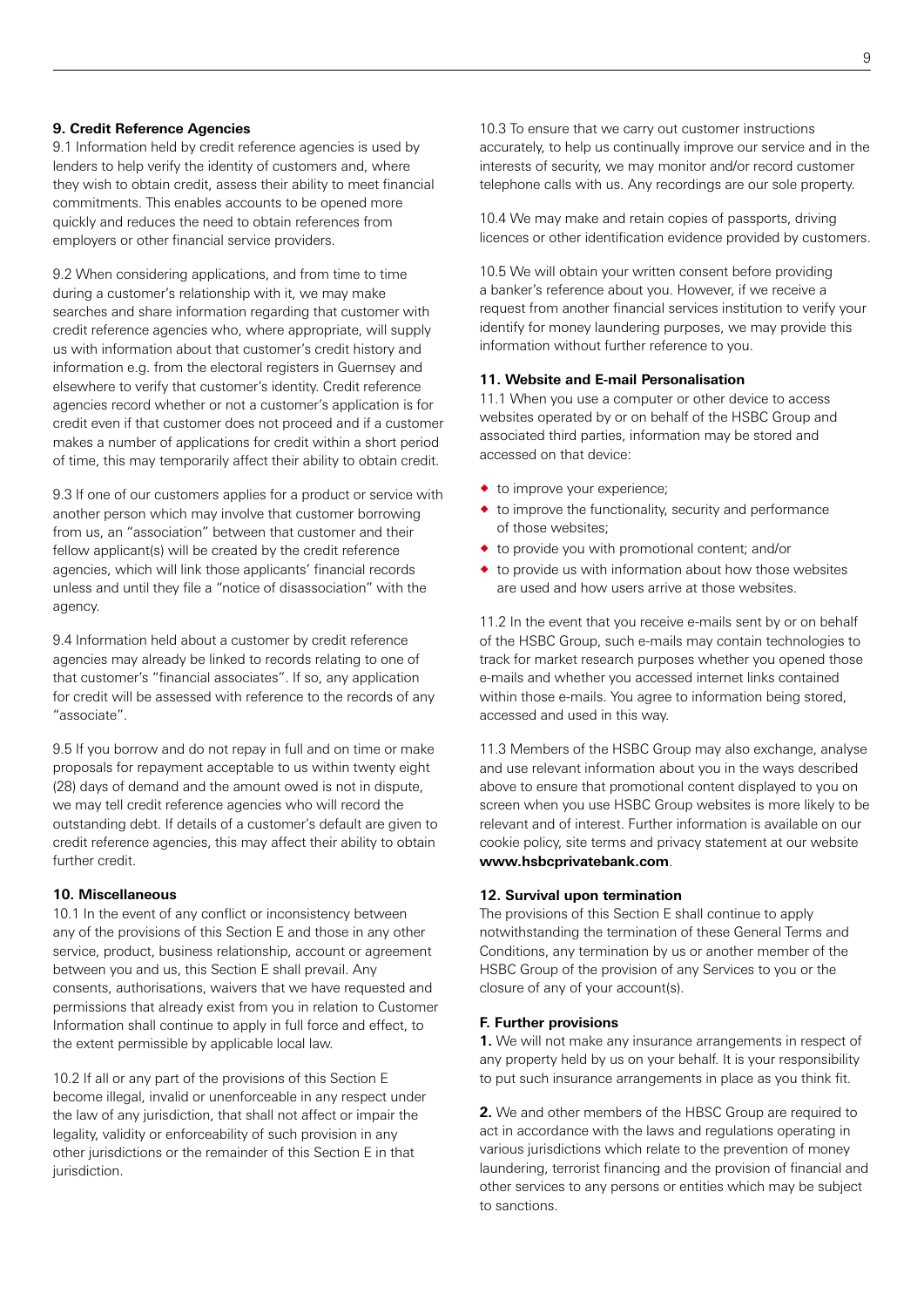#### 9. Credit Reference Agencies

9.1 Information held by credit reference agencies is used by lenders to help verify the identity of customers and, where they wish to obtain credit, assess their ability to meet financial commitments. This enables accounts to be opened more quickly and reduces the need to obtain references from employers or other financial service providers.

9.2 When considering applications, and from time to time during a customer's relationship with it, we may make searches and share information regarding that customer with credit reference agencies who, where appropriate, will supply us with information about that customer's credit history and information e.g. from the electoral registers in Guernsey and elsewhere to verify that customer's identity. Credit reference agencies record whether or not a customer's application is for credit even if that customer does not proceed and if a customer makes a number of applications for credit within a short period of time, this may temporarily affect their ability to obtain credit.

9.3 If one of our customers applies for a product or service with another person which may involve that customer borrowing from us, an "association" between that customer and their fellow applicant(s) will be created by the credit reference agencies, which will link those applicants' financial records unless and until they file a "notice of disassociation" with the agency.

9.4 Information held about a customer by credit reference agencies may already be linked to records relating to one of that customer's "financial associates". If so, any application for credit will be assessed with reference to the records of any "associate".

9.5 If you borrow and do not repay in full and on time or make proposals for repayment acceptable to us within twenty eight (28) days of demand and the amount owed is not in dispute, we may tell credit reference agencies who will record the outstanding debt. If details of a customer's default are given to credit reference agencies, this may affect their ability to obtain further credit.

#### 10. Miscellaneous

10.1 In the event of any conflict or inconsistency between any of the provisions of this Section E and those in any other service, product, business relationship, account or agreement between you and us, this Section E shall prevail. Any consents, authorisations, waivers that we have requested and permissions that already exist from you in relation to Customer Information shall continue to apply in full force and effect, to the extent permissible by applicable local law.

10.2 If all or any part of the provisions of this Section E become illegal, invalid or unenforceable in any respect under the law of any jurisdiction, that shall not affect or impair the legality, validity or enforceability of such provision in any other jurisdictions or the remainder of this Section E in that jurisdiction.

10.3 To ensure that we carry out customer instructions accurately, to help us continually improve our service and in the interests of security, we may monitor and/or record customer telephone calls with us. Any recordings are our sole property.

10.4 We may make and retain copies of passports, driving licences or other identification evidence provided by customers.

10.5 We will obtain your written consent before providing a banker's reference about you. However, if we receive a request from another financial services institution to verify your identify for money laundering purposes, we may provide this information without further reference to you.

#### 11. Website and E-mail Personalisation

11.1 When you use a computer or other device to access websites operated by or on behalf of the HSBC Group and associated third parties, information may be stored and accessed on that device:

- to improve your experience;
- to improve the functionality, security and performance of those websites;
- to provide you with promotional content; and/or
- to provide us with information about how those websites are used and how users arrive at those websites.

11.2 In the event that you receive e-mails sent by or on behalf of the HSBC Group, such e-mails may contain technologies to track for market research purposes whether you opened those e-mails and whether you accessed internet links contained within those e-mails. You agree to information being stored, accessed and used in this way.

11.3 Members of the HSBC Group may also exchange, analyse and use relevant information about you in the ways described above to ensure that promotional content displayed to you on screen when you use HSBC Group websites is more likely to be relevant and of interest. Further information is available on our cookie policy, site terms and privacy statement at our website **www.hsbcprivatebank.com**.

#### 12. Survival upon termination

The provisions of this Section E shall continue to apply notwithstanding the termination of these General Terms and Conditions, any termination by us or another member of the HSBC Group of the provision of any Services to you or the closure of any of your account(s).

### F. Further provisions

**1.** We will not make any insurance arrangements in respect of any property held by us on your behalf. It is your responsibility to put such insurance arrangements in place as you think fit.

**2.** We and other members of the HBSC Group are required to act in accordance with the laws and regulations operating in various jurisdictions which relate to the prevention of money laundering, terrorist financing and the provision of financial and other services to any persons or entities which may be subject to sanctions.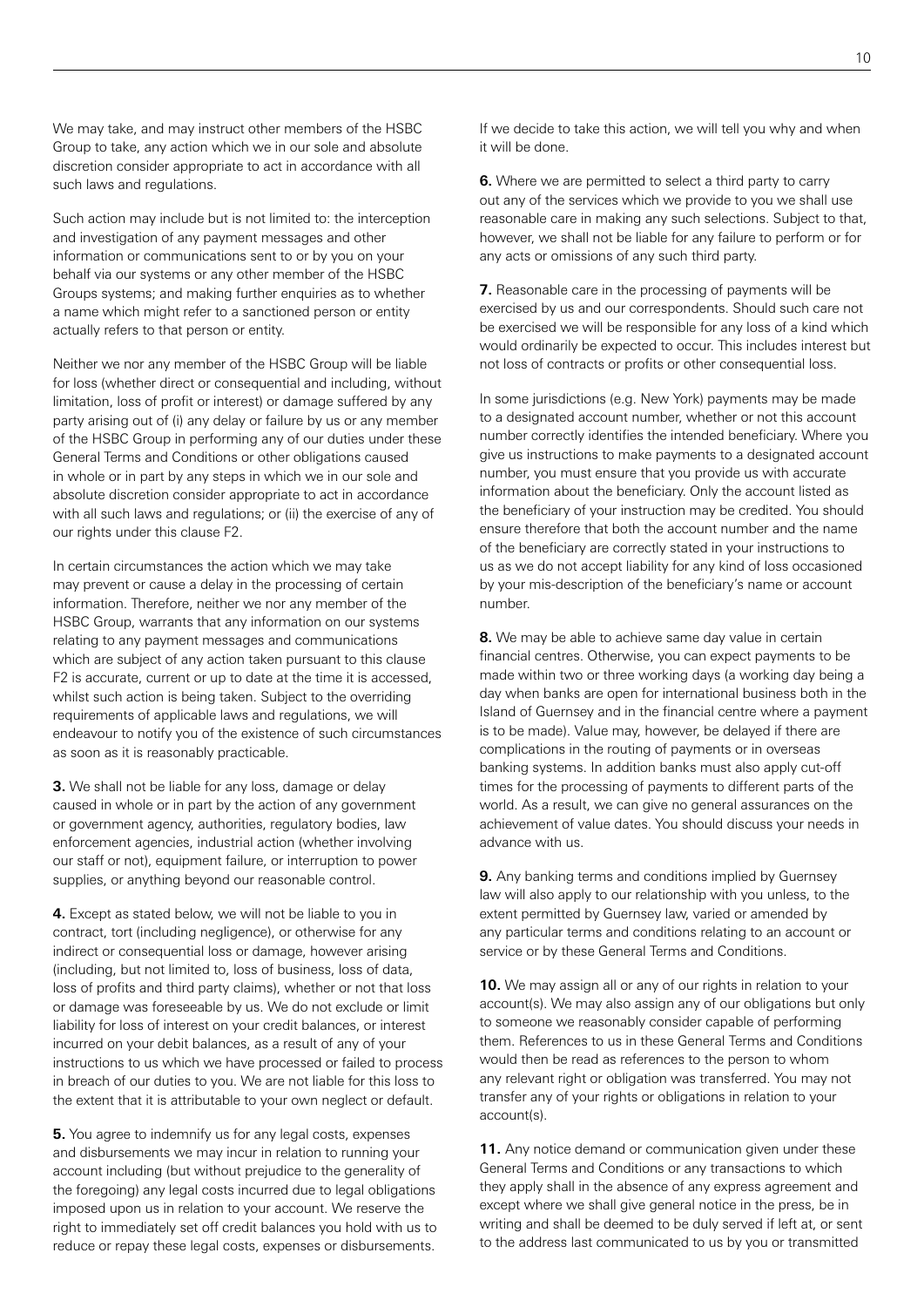We may take, and may instruct other members of the HSBC Group to take, any action which we in our sole and absolute discretion consider appropriate to act in accordance with all such laws and regulations.

Such action may include but is not limited to: the interception and investigation of any payment messages and other information or communications sent to or by you on your behalf via our systems or any other member of the HSBC Groups systems; and making further enquiries as to whether a name which might refer to a sanctioned person or entity actually refers to that person or entity.

Neither we nor any member of the HSBC Group will be liable for loss (whether direct or consequential and including, without limitation, loss of profit or interest) or damage suffered by any party arising out of (i) any delay or failure by us or any member of the HSBC Group in performing any of our duties under these General Terms and Conditions or other obligations caused in whole or in part by any steps in which we in our sole and absolute discretion consider appropriate to act in accordance with all such laws and regulations; or (ii) the exercise of any of our rights under this clause F2.

In certain circumstances the action which we may take may prevent or cause a delay in the processing of certain information. Therefore, neither we nor any member of the HSBC Group, warrants that any information on our systems relating to any payment messages and communications which are subject of any action taken pursuant to this clause F2 is accurate, current or up to date at the time it is accessed, whilst such action is being taken. Subject to the overriding requirements of applicable laws and regulations, we will endeavour to notify you of the existence of such circumstances as soon as it is reasonably practicable.

**3.** We shall not be liable for any loss, damage or delay caused in whole or in part by the action of any government or government agency, authorities, regulatory bodies, law enforcement agencies, industrial action (whether involving our staff or not), equipment failure, or interruption to power supplies, or anything beyond our reasonable control.

**4.** Except as stated below, we will not be liable to you in contract, tort (including negligence), or otherwise for any indirect or consequential loss or damage, however arising (including, but not limited to, loss of business, loss of data, loss of profits and third party claims), whether or not that loss or damage was foreseeable by us. We do not exclude or limit liability for loss of interest on your credit balances, or interest incurred on your debit balances, as a result of any of your instructions to us which we have processed or failed to process in breach of our duties to you. We are not liable for this loss to the extent that it is attributable to your own neglect or default.

**5.** You agree to indemnify us for any legal costs, expenses and disbursements we may incur in relation to running your account including (but without prejudice to the generality of the foregoing) any legal costs incurred due to legal obligations imposed upon us in relation to your account. We reserve the right to immediately set off credit balances you hold with us to reduce or repay these legal costs, expenses or disbursements.

If we decide to take this action, we will tell you why and when it will be done.

**6.** Where we are permitted to select a third party to carry out any of the services which we provide to you we shall use reasonable care in making any such selections. Subject to that, however, we shall not be liable for any failure to perform or for any acts or omissions of any such third party.

**7.** Reasonable care in the processing of payments will be exercised by us and our correspondents. Should such care not be exercised we will be responsible for any loss of a kind which would ordinarily be expected to occur. This includes interest but not loss of contracts or profits or other consequential loss.

In some jurisdictions (e.g. New York) payments may be made to a designated account number, whether or not this account number correctly identifies the intended beneficiary. Where you give us instructions to make payments to a designated account number, you must ensure that you provide us with accurate information about the beneficiary. Only the account listed as the beneficiary of your instruction may be credited. You should ensure therefore that both the account number and the name of the beneficiary are correctly stated in your instructions to us as we do not accept liability for any kind of loss occasioned by your mis-description of the beneficiary's name or account number.

**8.** We may be able to achieve same day value in certain financial centres. Otherwise, you can expect payments to be made within two or three working days (a working day being a day when banks are open for international business both in the Island of Guernsey and in the financial centre where a payment is to be made). Value may, however, be delayed if there are complications in the routing of payments or in overseas banking systems. In addition banks must also apply cut-off times for the processing of payments to different parts of the world. As a result, we can give no general assurances on the achievement of value dates. You should discuss your needs in advance with us.

**9.** Any banking terms and conditions implied by Guernsey law will also apply to our relationship with you unless, to the extent permitted by Guernsey law, varied or amended by any particular terms and conditions relating to an account or service or by these General Terms and Conditions.

**10.** We may assign all or any of our rights in relation to your account(s). We may also assign any of our obligations but only to someone we reasonably consider capable of performing them. References to us in these General Terms and Conditions would then be read as references to the person to whom any relevant right or obligation was transferred. You may not transfer any of your rights or obligations in relation to your account(s).

**11.** Any notice demand or communication given under these General Terms and Conditions or any transactions to which they apply shall in the absence of any express agreement and except where we shall give general notice in the press, be in writing and shall be deemed to be duly served if left at, or sent to the address last communicated to us by you or transmitted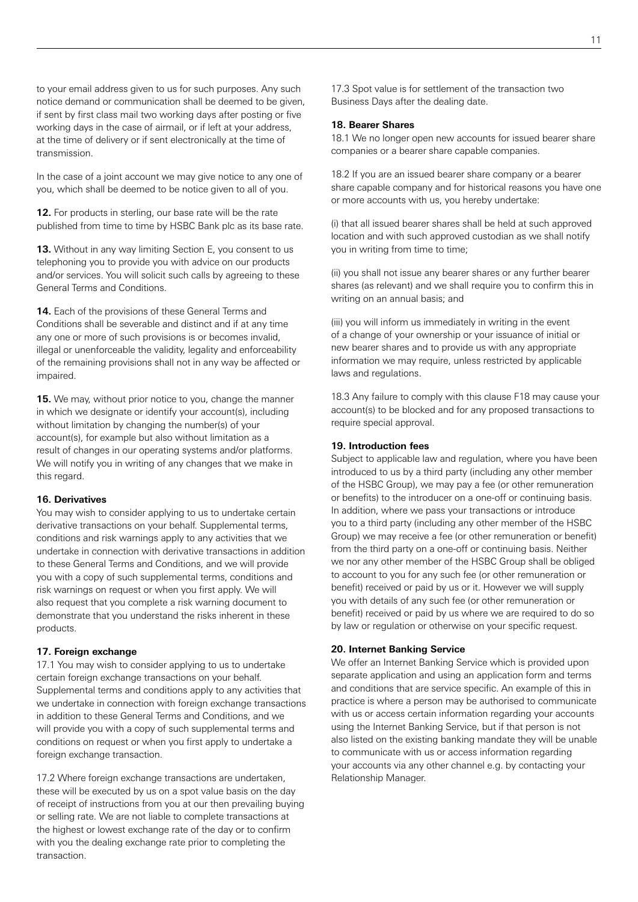to your email address given to us for such purposes. Any such notice demand or communication shall be deemed to be given, if sent by first class mail two working days after posting or five working days in the case of airmail, or if left at your address, at the time of delivery or if sent electronically at the time of transmission.

In the case of a joint account we may give notice to any one of you, which shall be deemed to be notice given to all of you.

**12.** For products in sterling, our base rate will be the rate published from time to time by HSBC Bank plc as its base rate.

**13.** Without in any way limiting Section E, you consent to us telephoning you to provide you with advice on our products and/or services. You will solicit such calls by agreeing to these General Terms and Conditions.

**14.** Each of the provisions of these General Terms and Conditions shall be severable and distinct and if at any time any one or more of such provisions is or becomes invalid, illegal or unenforceable the validity, legality and enforceability of the remaining provisions shall not in any way be affected or impaired.

**15.** We may, without prior notice to you, change the manner in which we designate or identify your account(s), including without limitation by changing the number(s) of your account(s), for example but also without limitation as a result of changes in our operating systems and/or platforms. We will notify you in writing of any changes that we make in this regard.

**16. Derivatives**

You may wish to consider applying to us to undertake certain derivative transactions on your behalf. Supplemental terms, conditions and risk warnings apply to any activities that we undertake in connection with derivative transactions in addition to these General Terms and Conditions, and we will provide you with a copy of such supplemental terms, conditions and risk warnings on request or when you first apply. We will also request that you complete a risk warning document to demonstrate that you understand the risks inherent in these products.

**17. Foreign exchange**

17.1 You may wish to consider applying to us to undertake certain foreign exchange transactions on your behalf. Supplemental terms and conditions apply to any activities that we undertake in connection with foreign exchange transactions in addition to these General Terms and Conditions, and we will provide you with a copy of such supplemental terms and conditions on request or when you first apply to undertake a foreign exchange transaction.

17.2 Where foreign exchange transactions are undertaken, these will be executed by us on a spot value basis on the day of receipt of instructions from you at our then prevailing buying or selling rate. We are not liable to complete transactions at the highest or lowest exchange rate of the day or to confirm with you the dealing exchange rate prior to completing the transaction.

17.3 Spot value is for settlement of the transaction two Business Days after the dealing date.

**18. Bearer Shares**

18.1 We no longer open new accounts for issued bearer share companies or a bearer share capable companies.

18.2 If you are an issued bearer share company or a bearer share capable company and for historical reasons you have one or more accounts with us, you hereby undertake:

(i) that all issued bearer shares shall be held at such approved location and with such approved custodian as we shall notify you in writing from time to time;

(ii) you shall not issue any bearer shares or any further bearer shares (as relevant) and we shall require you to confirm this in writing on an annual basis; and

(iii) you will inform us immediately in writing in the event of a change of your ownership or your issuance of initial or new bearer shares and to provide us with any appropriate information we may require, unless restricted by applicable laws and regulations.

18.3 Any failure to comply with this clause F18 may cause your account(s) to be blocked and for any proposed transactions to require special approval.

**19. Introduction fees**

Subject to applicable law and regulation, where you have been introduced to us by a third party (including any other member of the HSBC Group), we may pay a fee (or other remuneration or benefits) to the introducer on a one-off or continuing basis. In addition, where we pass your transactions or introduce you to a third party (including any other member of the HSBC Group) we may receive a fee (or other remuneration or benefit) from the third party on a one-off or continuing basis. Neither we nor any other member of the HSBC Group shall be obliged to account to you for any such fee (or other remuneration or benefit) received or paid by us or it. However we will supply you with details of any such fee (or other remuneration or benefit) received or paid by us where we are required to do so by law or regulation or otherwise on your specific request.

**20. Internet Banking Service**

We offer an Internet Banking Service which is provided upon separate application and using an application form and terms and conditions that are service specific. An example of this in practice is where a person may be authorised to communicate with us or access certain information regarding your accounts using the Internet Banking Service, but if that person is not also listed on the existing banking mandate they will be unable to communicate with us or access information regarding your accounts via any other channel e.g. by contacting your Relationship Manager.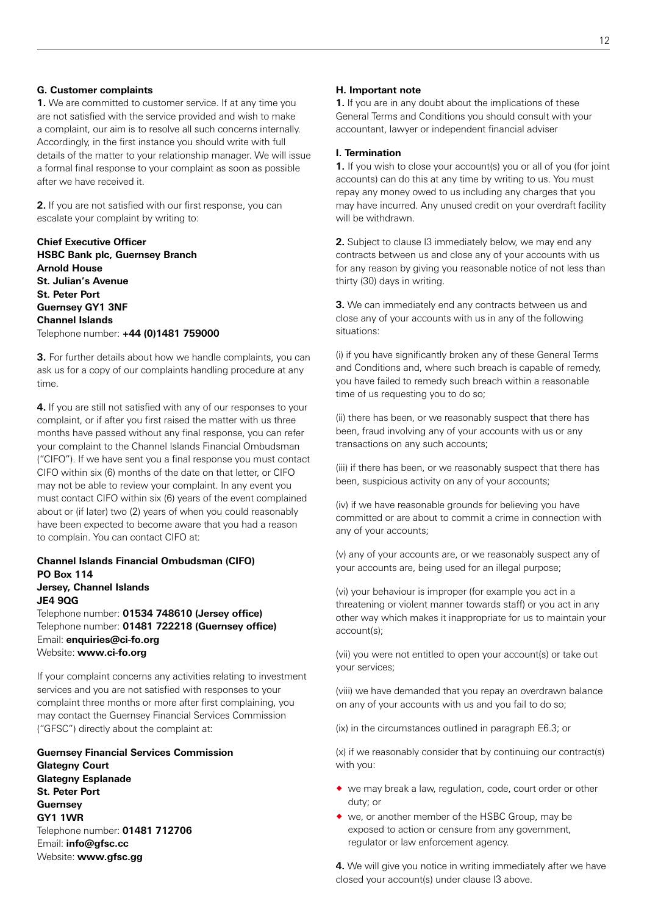### G. Customer complaints

**1.** We are committed to customer service. If at any time you are not satisfied with the service provided and wish to make a complaint, our aim is to resolve all such concerns internally. Accordingly, in the first instance you should write with full details of the matter to your relationship manager. We will issue a formal final response to your complaint as soon as possible after we have received it.

**2.** If you are not satisfied with our first response, you can escalate your complaint by writing to:

**Chief Executive Officer**
**HSBC Bank plc, Guernsey Branch**
**Arnold House**
**St. Julian's Avenue**
**St. Peter Port**
**Guernsey GY1 3NF**
**Channel Islands**
Telephone number: **+44 (0)1481 759000**

**3.** For further details about how we handle complaints, you can ask us for a copy of our complaints handling procedure at any time.

**4.** If you are still not satisfied with any of our responses to your complaint, or if after you first raised the matter with us three months have passed without any final response, you can refer your complaint to the Channel Islands Financial Ombudsman ("CIFO"). If we have sent you a final response you must contact CIFO within six (6) months of the date on that letter, or CIFO may not be able to review your complaint. In any event you must contact CIFO within six (6) years of the event complained about or (if later) two (2) years of when you could reasonably have been expected to become aware that you had a reason to complain. You can contact CIFO at:

**Channel Islands Financial Ombudsman (CIFO)**
**PO Box 114**
**Jersey, Channel Islands**
**JE4 9QG**
Telephone number: **01534 748610 (Jersey office)**
Telephone number: **01481 722218 (Guernsey office)**
Email: **enquiries@ci-fo.org**
Website: **www.ci-fo.org**

If your complaint concerns any activities relating to investment services and you are not satisfied with responses to your complaint three months or more after first complaining, you may contact the Guernsey Financial Services Commission ("GFSC") directly about the complaint at:

**Guernsey Financial Services Commission**
**Glategny Court**
**Glategny Esplanade**
**St. Peter Port**
**Guernsey**
**GY1 1WR**
Telephone number: **01481 712706**
Email: **info@gfsc.cc**
Website: **www.gfsc.gg**

### H. Important note

**1.** If you are in any doubt about the implications of these General Terms and Conditions you should consult with your accountant, lawyer or independent financial adviser

### I. Termination

**1.** If you wish to close your account(s) you or all of you (for joint accounts) can do this at any time by writing to us. You must repay any money owed to us including any charges that you may have incurred. Any unused credit on your overdraft facility will be withdrawn.

**2.** Subject to clause I3 immediately below, we may end any contracts between us and close any of your accounts with us for any reason by giving you reasonable notice of not less than thirty (30) days in writing.

**3.** We can immediately end any contracts between us and close any of your accounts with us in any of the following situations:

(i) if you have significantly broken any of these General Terms and Conditions and, where such breach is capable of remedy, you have failed to remedy such breach within a reasonable time of us requesting you to do so;

(ii) there has been, or we reasonably suspect that there has been, fraud involving any of your accounts with us or any transactions on any such accounts;

(iii) if there has been, or we reasonably suspect that there has been, suspicious activity on any of your accounts;

(iv) if we have reasonable grounds for believing you have committed or are about to commit a crime in connection with any of your accounts;

(v) any of your accounts are, or we reasonably suspect any of your accounts are, being used for an illegal purpose;

(vi) your behaviour is improper (for example you act in a threatening or violent manner towards staff) or you act in any other way which makes it inappropriate for us to maintain your account(s);

(vii) you were not entitled to open your account(s) or take out your services;

(viii) we have demanded that you repay an overdrawn balance on any of your accounts with us and you fail to do so;

(ix) in the circumstances outlined in paragraph E6.3; or

(x) if we reasonably consider that by continuing our contract(s) with you:

- we may break a law, regulation, code, court order or other duty; or
- we, or another member of the HSBC Group, may be exposed to action or censure from any government, regulator or law enforcement agency.

**4.** We will give you notice in writing immediately after we have closed your account(s) under clause I3 above.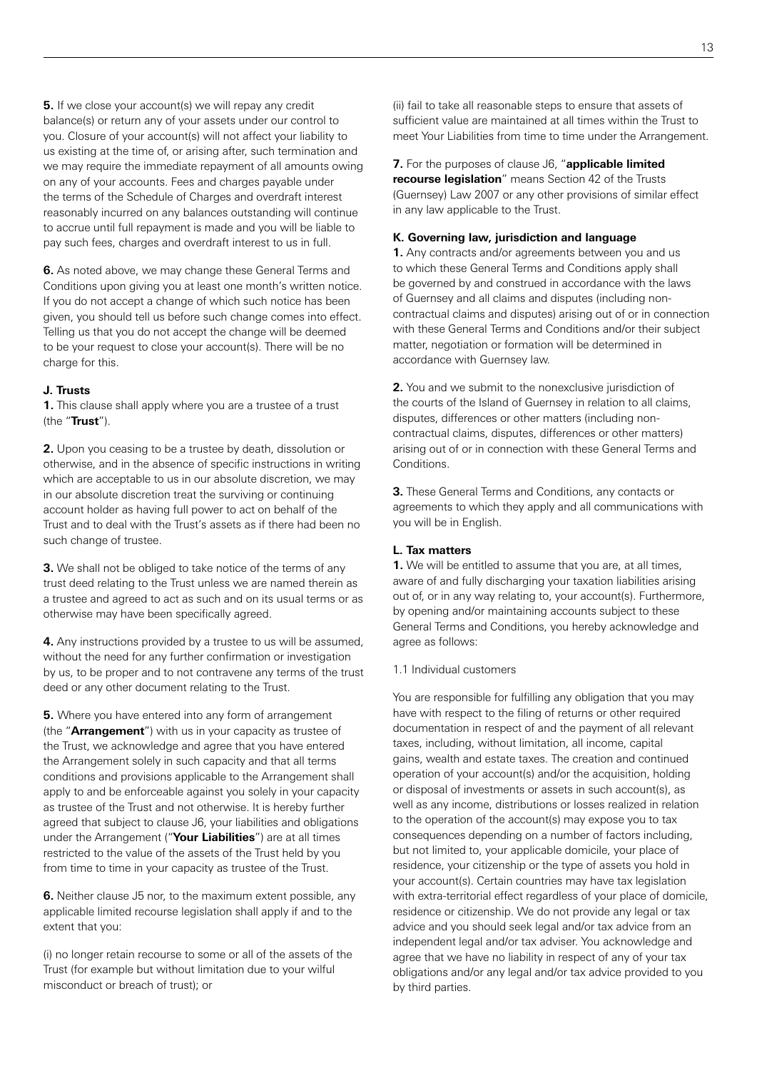**5.** If we close your account(s) we will repay any credit balance(s) or return any of your assets under our control to you. Closure of your account(s) will not affect your liability to us existing at the time of, or arising after, such termination and we may require the immediate repayment of all amounts owing on any of your accounts. Fees and charges payable under the terms of the Schedule of Charges and overdraft interest reasonably incurred on any balances outstanding will continue to accrue until full repayment is made and you will be liable to pay such fees, charges and overdraft interest to us in full.

**6.** As noted above, we may change these General Terms and Conditions upon giving you at least one month's written notice. If you do not accept a change of which such notice has been given, you should tell us before such change comes into effect. Telling us that you do not accept the change will be deemed to be your request to close your account(s). There will be no charge for this.

### J. Trusts

**1.** This clause shall apply where you are a trustee of a trust (the "**Trust**").

**2.** Upon you ceasing to be a trustee by death, dissolution or otherwise, and in the absence of specific instructions in writing which are acceptable to us in our absolute discretion, we may in our absolute discretion treat the surviving or continuing account holder as having full power to act on behalf of the Trust and to deal with the Trust's assets as if there had been no such change of trustee.

**3.** We shall not be obliged to take notice of the terms of any trust deed relating to the Trust unless we are named therein as a trustee and agreed to act as such and on its usual terms or as otherwise may have been specifically agreed.

**4.** Any instructions provided by a trustee to us will be assumed, without the need for any further confirmation or investigation by us, to be proper and to not contravene any terms of the trust deed or any other document relating to the Trust.

**5.** Where you have entered into any form of arrangement (the "**Arrangement**") with us in your capacity as trustee of the Trust, we acknowledge and agree that you have entered the Arrangement solely in such capacity and that all terms conditions and provisions applicable to the Arrangement shall apply to and be enforceable against you solely in your capacity as trustee of the Trust and not otherwise. It is hereby further agreed that subject to clause J6, your liabilities and obligations under the Arrangement ("**Your Liabilities**") are at all times restricted to the value of the assets of the Trust held by you from time to time in your capacity as trustee of the Trust.

**6.** Neither clause J5 nor, to the maximum extent possible, any applicable limited recourse legislation shall apply if and to the extent that you:

(i) no longer retain recourse to some or all of the assets of the Trust (for example but without limitation due to your wilful misconduct or breach of trust); or

(ii) fail to take all reasonable steps to ensure that assets of sufficient value are maintained at all times within the Trust to meet Your Liabilities from time to time under the Arrangement.

**7.** For the purposes of clause J6, "**applicable limited recourse legislation**" means Section 42 of the Trusts (Guernsey) Law 2007 or any other provisions of similar effect in any law applicable to the Trust.

### K. Governing law, jurisdiction and language

**1.** Any contracts and/or agreements between you and us to which these General Terms and Conditions apply shall be governed by and construed in accordance with the laws of Guernsey and all claims and disputes (including non-contractual claims and disputes) arising out of or in connection with these General Terms and Conditions and/or their subject matter, negotiation or formation will be determined in accordance with Guernsey law.

**2.** You and we submit to the nonexclusive jurisdiction of the courts of the Island of Guernsey in relation to all claims, disputes, differences or other matters (including non-contractual claims, disputes, differences or other matters) arising out of or in connection with these General Terms and Conditions.

**3.** These General Terms and Conditions, any contacts or agreements to which they apply and all communications with you will be in English.

### L. Tax matters

**1.** We will be entitled to assume that you are, at all times, aware of and fully discharging your taxation liabilities arising out of, or in any way relating to, your account(s). Furthermore, by opening and/or maintaining accounts subject to these General Terms and Conditions, you hereby acknowledge and agree as follows:

1.1 Individual customers

You are responsible for fulfilling any obligation that you may have with respect to the filing of returns or other required documentation in respect of and the payment of all relevant taxes, including, without limitation, all income, capital gains, wealth and estate taxes. The creation and continued operation of your account(s) and/or the acquisition, holding or disposal of investments or assets in such account(s), as well as any income, distributions or losses realized in relation to the operation of the account(s) may expose you to tax consequences depending on a number of factors including, but not limited to, your applicable domicile, your place of residence, your citizenship or the type of assets you hold in your account(s). Certain countries may have tax legislation with extra-territorial effect regardless of your place of domicile, residence or citizenship. We do not provide any legal or tax advice and you should seek legal and/or tax advice from an independent legal and/or tax adviser. You acknowledge and agree that we have no liability in respect of any of your tax obligations and/or any legal and/or tax advice provided to you by third parties.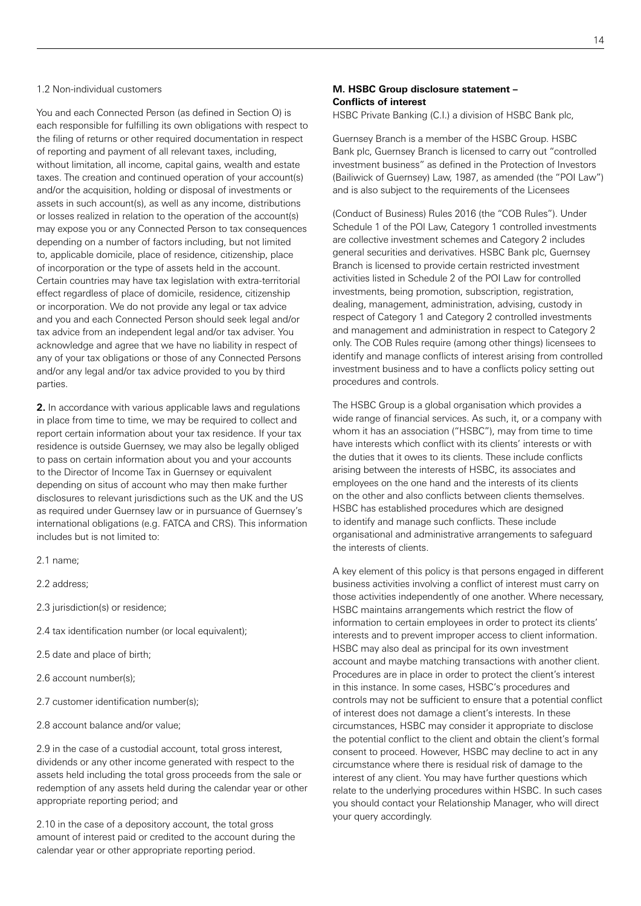1.2 Non-individual customers

You and each Connected Person (as defined in Section O) is each responsible for fulfilling its own obligations with respect to the filing of returns or other required documentation in respect of reporting and payment of all relevant taxes, including, without limitation, all income, capital gains, wealth and estate taxes. The creation and continued operation of your account(s) and/or the acquisition, holding or disposal of investments or assets in such account(s), as well as any income, distributions or losses realized in relation to the operation of the account(s) may expose you or any Connected Person to tax consequences depending on a number of factors including, but not limited to, applicable domicile, place of residence, citizenship, place of incorporation or the type of assets held in the account. Certain countries may have tax legislation with extra-territorial effect regardless of place of domicile, residence, citizenship or incorporation. We do not provide any legal or tax advice and you and each Connected Person should seek legal and/or tax advice from an independent legal and/or tax adviser. You acknowledge and agree that we have no liability in respect of any of your tax obligations or those of any Connected Persons and/or any legal and/or tax advice provided to you by third parties.

**2.** In accordance with various applicable laws and regulations in place from time to time, we may be required to collect and report certain information about your tax residence. If your tax residence is outside Guernsey, we may also be legally obliged to pass on certain information about you and your accounts to the Director of Income Tax in Guernsey or equivalent depending on situs of account who may then make further disclosures to relevant jurisdictions such as the UK and the US as required under Guernsey law or in pursuance of Guernsey's international obligations (e.g. FATCA and CRS). This information includes but is not limited to:

2.1 name;

2.2 address;

2.3 jurisdiction(s) or residence;

2.4 tax identification number (or local equivalent);

2.5 date and place of birth;

2.6 account number(s);

2.7 customer identification number(s);

2.8 account balance and/or value;

2.9 in the case of a custodial account, total gross interest, dividends or any other income generated with respect to the assets held including the total gross proceeds from the sale or redemption of any assets held during the calendar year or other appropriate reporting period; and

2.10 in the case of a depository account, the total gross amount of interest paid or credited to the account during the calendar year or other appropriate reporting period.

## M. HSBC Group disclosure statement – Conflicts of interest

HSBC Private Banking (C.I.) a division of HSBC Bank plc,

Guernsey Branch is a member of the HSBC Group. HSBC Bank plc, Guernsey Branch is licensed to carry out "controlled investment business" as defined in the Protection of Investors (Bailiwick of Guernsey) Law, 1987, as amended (the "POI Law") and is also subject to the requirements of the Licensees

(Conduct of Business) Rules 2016 (the "COB Rules"). Under Schedule 1 of the POI Law, Category 1 controlled investments are collective investment schemes and Category 2 includes general securities and derivatives. HSBC Bank plc, Guernsey Branch is licensed to provide certain restricted investment activities listed in Schedule 2 of the POI Law for controlled investments, being promotion, subscription, registration, dealing, management, administration, advising, custody in respect of Category 1 and Category 2 controlled investments and management and administration in respect to Category 2 only. The COB Rules require (among other things) licensees to identify and manage conflicts of interest arising from controlled investment business and to have a conflicts policy setting out procedures and controls.

The HSBC Group is a global organisation which provides a wide range of financial services. As such, it, or a company with whom it has an association ("HSBC"), may from time to time have interests which conflict with its clients' interests or with the duties that it owes to its clients. These include conflicts arising between the interests of HSBC, its associates and employees on the one hand and the interests of its clients on the other and also conflicts between clients themselves. HSBC has established procedures which are designed to identify and manage such conflicts. These include organisational and administrative arrangements to safeguard the interests of clients.

A key element of this policy is that persons engaged in different business activities involving a conflict of interest must carry on those activities independently of one another. Where necessary, HSBC maintains arrangements which restrict the flow of information to certain employees in order to protect its clients' interests and to prevent improper access to client information. HSBC may also deal as principal for its own investment account and maybe matching transactions with another client. Procedures are in place in order to protect the client's interest in this instance. In some cases, HSBC's procedures and controls may not be sufficient to ensure that a potential conflict of interest does not damage a client's interests. In these circumstances, HSBC may consider it appropriate to disclose the potential conflict to the client and obtain the client's formal consent to proceed. However, HSBC may decline to act in any circumstance where there is residual risk of damage to the interest of any client. You may have further questions which relate to the underlying procedures within HSBC. In such cases you should contact your Relationship Manager, who will direct your query accordingly.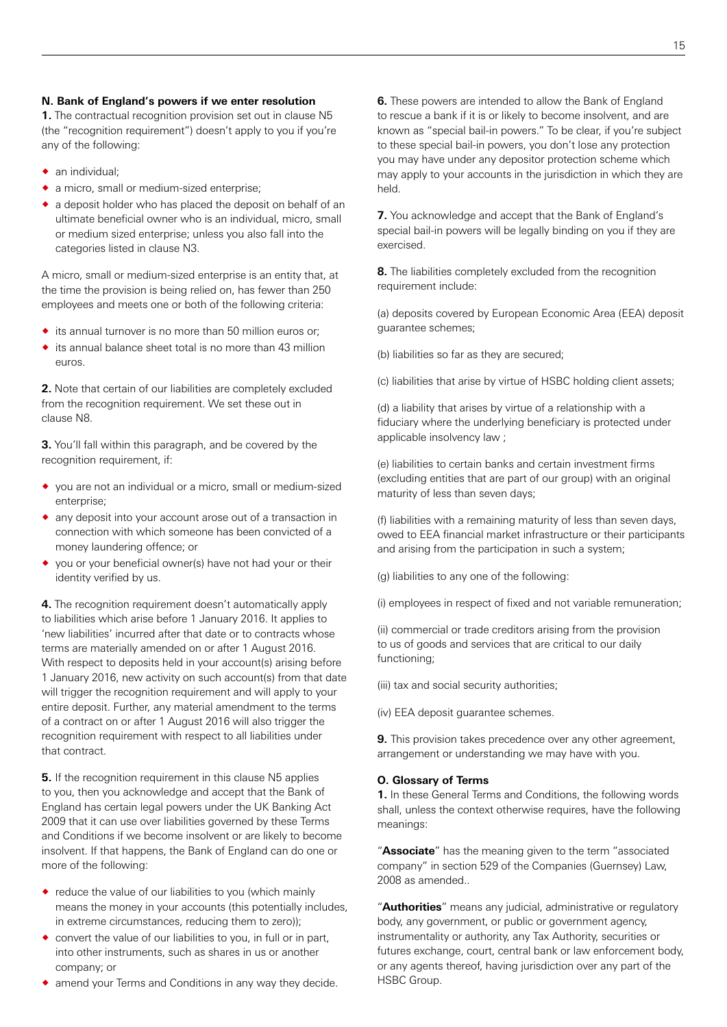### N. Bank of England's powers if we enter resolution

**1.** The contractual recognition provision set out in clause N5 (the "recognition requirement") doesn't apply to you if you're any of the following:

- an individual;
- a micro, small or medium-sized enterprise;
- a deposit holder who has placed the deposit on behalf of an ultimate beneficial owner who is an individual, micro, small or medium sized enterprise; unless you also fall into the categories listed in clause N3.

A micro, small or medium-sized enterprise is an entity that, at the time the provision is being relied on, has fewer than 250 employees and meets one or both of the following criteria:

- its annual turnover is no more than 50 million euros or;
- its annual balance sheet total is no more than 43 million euros.

**2.** Note that certain of our liabilities are completely excluded from the recognition requirement. We set these out in clause N8.

**3.** You'll fall within this paragraph, and be covered by the recognition requirement, if:

- you are not an individual or a micro, small or medium-sized enterprise;
- any deposit into your account arose out of a transaction in connection with which someone has been convicted of a money laundering offence; or
- you or your beneficial owner(s) have not had your or their identity verified by us.

**4.** The recognition requirement doesn't automatically apply to liabilities which arise before 1 January 2016. It applies to 'new liabilities' incurred after that date or to contracts whose terms are materially amended on or after 1 August 2016. With respect to deposits held in your account(s) arising before 1 January 2016, new activity on such account(s) from that date will trigger the recognition requirement and will apply to your entire deposit. Further, any material amendment to the terms of a contract on or after 1 August 2016 will also trigger the recognition requirement with respect to all liabilities under that contract.

**5.** If the recognition requirement in this clause N5 applies to you, then you acknowledge and accept that the Bank of England has certain legal powers under the UK Banking Act 2009 that it can use over liabilities governed by these Terms and Conditions if we become insolvent or are likely to become insolvent. If that happens, the Bank of England can do one or more of the following:

- reduce the value of our liabilities to you (which mainly means the money in your accounts (this potentially includes, in extreme circumstances, reducing them to zero));
- convert the value of our liabilities to you, in full or in part, into other instruments, such as shares in us or another company; or
- amend your Terms and Conditions in any way they decide.

**6.** These powers are intended to allow the Bank of England to rescue a bank if it is or likely to become insolvent, and are known as "special bail-in powers." To be clear, if you're subject to these special bail-in powers, you don't lose any protection you may have under any depositor protection scheme which may apply to your accounts in the jurisdiction in which they are held.

**7.** You acknowledge and accept that the Bank of England's special bail-in powers will be legally binding on you if they are exercised.

**8.** The liabilities completely excluded from the recognition requirement include:

(a) deposits covered by European Economic Area (EEA) deposit guarantee schemes;

(b) liabilities so far as they are secured;

(c) liabilities that arise by virtue of HSBC holding client assets;

(d) a liability that arises by virtue of a relationship with a fiduciary where the underlying beneficiary is protected under applicable insolvency law ;

(e) liabilities to certain banks and certain investment firms (excluding entities that are part of our group) with an original maturity of less than seven days;

(f) liabilities with a remaining maturity of less than seven days, owed to EEA financial market infrastructure or their participants and arising from the participation in such a system;

(g) liabilities to any one of the following:

(i) employees in respect of fixed and not variable remuneration;

(ii) commercial or trade creditors arising from the provision to us of goods and services that are critical to our daily functioning;

(iii) tax and social security authorities;

(iv) EEA deposit guarantee schemes.

**9.** This provision takes precedence over any other agreement, arrangement or understanding we may have with you.

### O. Glossary of Terms

**1.** In these General Terms and Conditions, the following words shall, unless the context otherwise requires, have the following meanings:

"**Associate**" has the meaning given to the term "associated company" in section 529 of the Companies (Guernsey) Law, 2008 as amended..

"**Authorities**" means any judicial, administrative or regulatory body, any government, or public or government agency, instrumentality or authority, any Tax Authority, securities or futures exchange, court, central bank or law enforcement body, or any agents thereof, having jurisdiction over any part of the HSBC Group.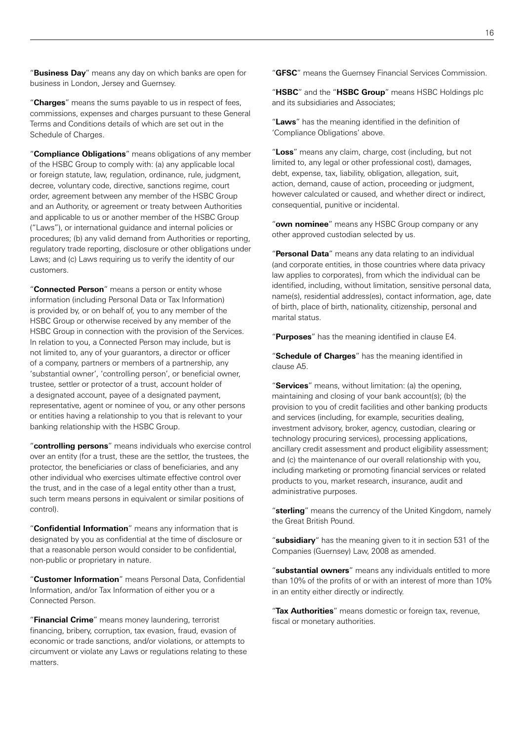"**Business Day**" means any day on which banks are open for business in London, Jersey and Guernsey.

"**Charges**" means the sums payable to us in respect of fees, commissions, expenses and charges pursuant to these General Terms and Conditions details of which are set out in the Schedule of Charges.

"**Compliance Obligations**" means obligations of any member of the HSBC Group to comply with: (a) any applicable local or foreign statute, law, regulation, ordinance, rule, judgment, decree, voluntary code, directive, sanctions regime, court order, agreement between any member of the HSBC Group and an Authority, or agreement or treaty between Authorities and applicable to us or another member of the HSBC Group ("Laws"), or international guidance and internal policies or procedures; (b) any valid demand from Authorities or reporting, regulatory trade reporting, disclosure or other obligations under Laws; and (c) Laws requiring us to verify the identity of our customers.

"**Connected Person**" means a person or entity whose information (including Personal Data or Tax Information) is provided by, or on behalf of, you to any member of the HSBC Group or otherwise received by any member of the HSBC Group in connection with the provision of the Services. In relation to you, a Connected Person may include, but is not limited to, any of your guarantors, a director or officer of a company, partners or members of a partnership, any 'substantial owner', 'controlling person', or beneficial owner, trustee, settler or protector of a trust, account holder of a designated account, payee of a designated payment, representative, agent or nominee of you, or any other persons or entities having a relationship to you that is relevant to your banking relationship with the HSBC Group.

"**controlling persons**" means individuals who exercise control over an entity (for a trust, these are the settlor, the trustees, the protector, the beneficiaries or class of beneficiaries, and any other individual who exercises ultimate effective control over the trust, and in the case of a legal entity other than a trust, such term means persons in equivalent or similar positions of control).

"**Confidential Information**" means any information that is designated by you as confidential at the time of disclosure or that a reasonable person would consider to be confidential, non-public or proprietary in nature.

"**Customer Information**" means Personal Data, Confidential Information, and/or Tax Information of either you or a Connected Person.

"**Financial Crime**" means money laundering, terrorist financing, bribery, corruption, tax evasion, fraud, evasion of economic or trade sanctions, and/or violations, or attempts to circumvent or violate any Laws or regulations relating to these matters.

"**GFSC**" means the Guernsey Financial Services Commission.

"**HSBC**" and the "**HSBC Group**" means HSBC Holdings plc and its subsidiaries and Associates;

"**Laws**" has the meaning identified in the definition of 'Compliance Obligations' above.

"**Loss**" means any claim, charge, cost (including, but not limited to, any legal or other professional cost), damages, debt, expense, tax, liability, obligation, allegation, suit, action, demand, cause of action, proceeding or judgment, however calculated or caused, and whether direct or indirect, consequential, punitive or incidental.

"**own nominee**" means any HSBC Group company or any other approved custodian selected by us.

"**Personal Data**" means any data relating to an individual (and corporate entities, in those countries where data privacy law applies to corporates), from which the individual can be identified, including, without limitation, sensitive personal data, name(s), residential address(es), contact information, age, date of birth, place of birth, nationality, citizenship, personal and marital status.

"**Purposes**" has the meaning identified in clause E4.

"**Schedule of Charges**" has the meaning identified in clause A5.

"**Services**" means, without limitation: (a) the opening, maintaining and closing of your bank account(s); (b) the provision to you of credit facilities and other banking products and services (including, for example, securities dealing, investment advisory, broker, agency, custodian, clearing or technology procuring services), processing applications, ancillary credit assessment and product eligibility assessment; and (c) the maintenance of our overall relationship with you, including marketing or promoting financial services or related products to you, market research, insurance, audit and administrative purposes.

"**sterling**" means the currency of the United Kingdom, namely the Great British Pound.

"**subsidiary**" has the meaning given to it in section 531 of the Companies (Guernsey) Law, 2008 as amended.

"**substantial owners**" means any individuals entitled to more than 10% of the profits of or with an interest of more than 10% in an entity either directly or indirectly.

"**Tax Authorities**" means domestic or foreign tax, revenue, fiscal or monetary authorities.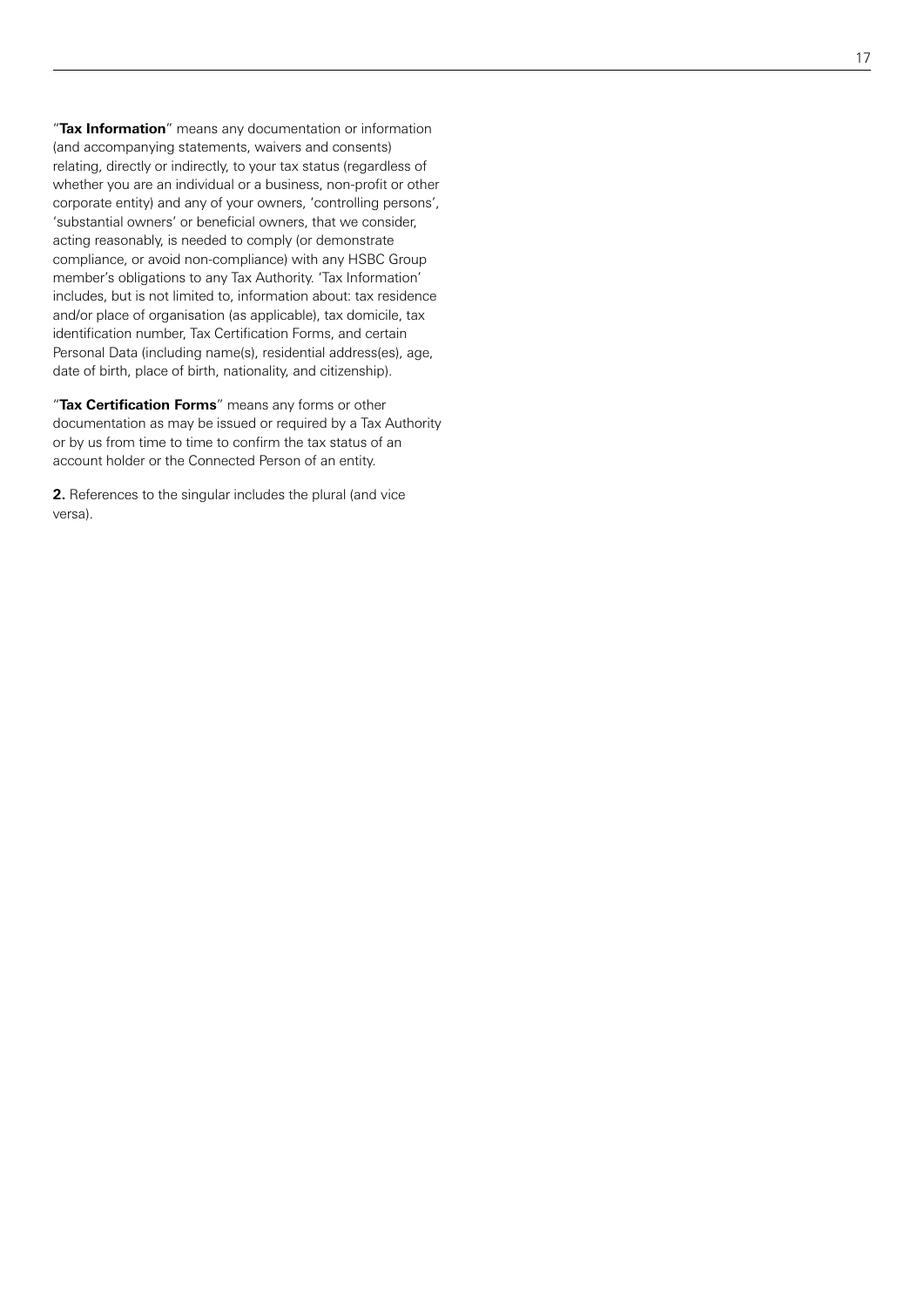"**Tax Information**" means any documentation or information (and accompanying statements, waivers and consents) relating, directly or indirectly, to your tax status (regardless of whether you are an individual or a business, non-profit or other corporate entity) and any of your owners, 'controlling persons', 'substantial owners' or beneficial owners, that we consider, acting reasonably, is needed to comply (or demonstrate compliance, or avoid non-compliance) with any HSBC Group member's obligations to any Tax Authority. 'Tax Information' includes, but is not limited to, information about: tax residence and/or place of organisation (as applicable), tax domicile, tax identification number, Tax Certification Forms, and certain Personal Data (including name(s), residential address(es), age, date of birth, place of birth, nationality, and citizenship).

"**Tax Certification Forms**" means any forms or other documentation as may be issued or required by a Tax Authority or by us from time to time to confirm the tax status of an account holder or the Connected Person of an entity.

**2.** References to the singular includes the plural (and vice versa).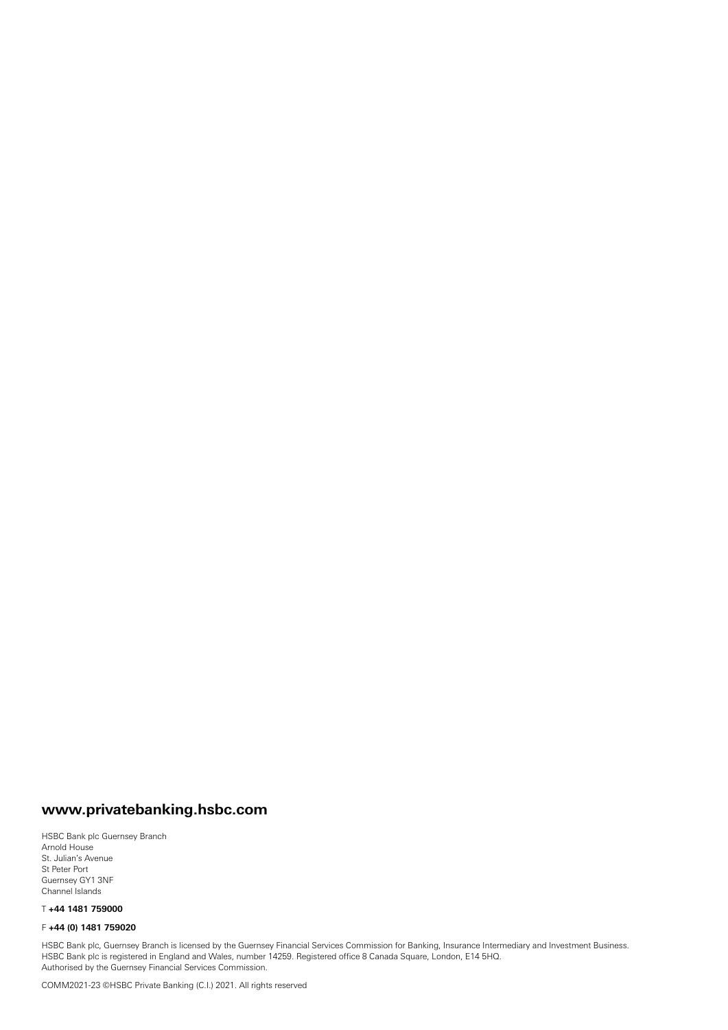**www.privatebanking.hsbc.com**

HSBC Bank plc Guernsey Branch
Arnold House
St. Julian's Avenue
St Peter Port
Guernsey GY1 3NF
Channel Islands

T **+44 1481 759000**

F **+44 (0) 1481 759020**

HSBC Bank plc, Guernsey Branch is licensed by the Guernsey Financial Services Commission for Banking, Insurance Intermediary and Investment Business.
HSBC Bank plc is registered in England and Wales, number 14259. Registered office 8 Canada Square, London, E14 5HQ.
Authorised by the Guernsey Financial Services Commission.

COMM2021-23 ©HSBC Private Banking (C.I.) 2021. All rights reserved